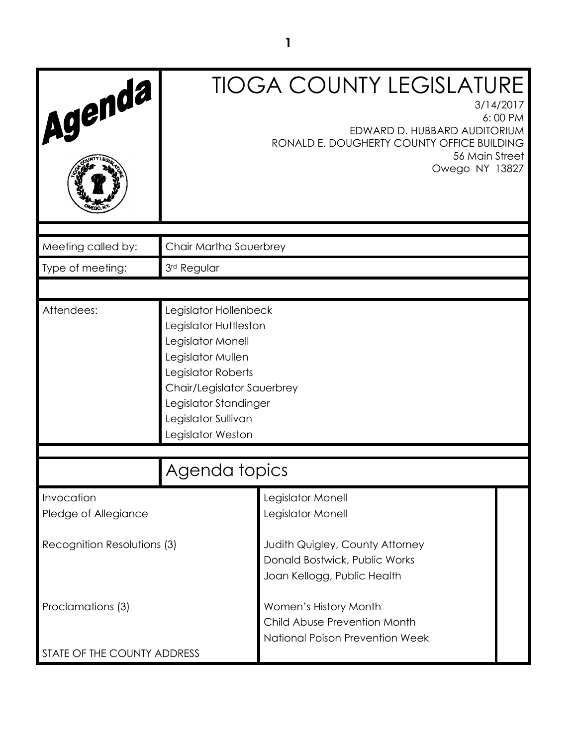# Agenda

# TIOGA COUNTY LEGISLATURE

3/14/2017
6:00 PM
EDWARD D. HUBBARD AUDITORIUM
RONALD E. DOUGHERTY COUNTY OFFICE BUILDING
56 Main Street
Owego NY 13827

| | |
|---|---|
| Meeting called by: | Chair Martha Sauerbrey |
| Type of meeting: | 3rd Regular |
| Attendees: | Legislator Hollenbeck<br>Legislator Huttleston<br>Legislator Monell<br>Legislator Mullen<br>Legislator Roberts<br>Chair/Legislator Sauerbrey<br>Legislator Standinger<br>Legislator Sullivan<br>Legislator Weston |

## Agenda topics

| | |
|---|---|
| Invocation | Legislator Monell |
| Pledge of Allegiance | Legislator Monell |
| Recognition Resolutions (3) | Judith Quigley, County Attorney<br>Donald Bostwick, Public Works<br>Joan Kellogg, Public Health |
| Proclamations (3) | Women's History Month<br>Child Abuse Prevention Month<br>National Poison Prevention Week |
| STATE OF THE COUNTY ADDRESS | |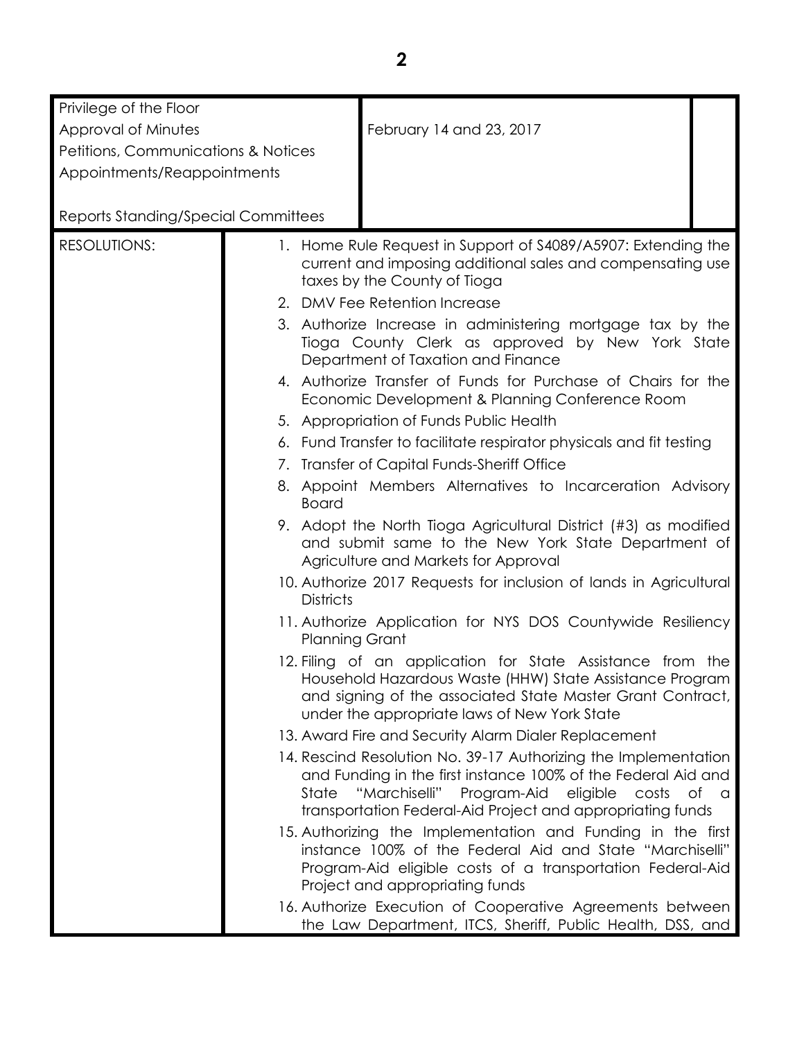| | | |
|---|---|---|
| Privilege of the Floor<br>Approval of Minutes<br>Petitions, Communications & Notices<br>Appointments/Reappointments<br><br>Reports Standing/Special Committees | February 14 and 23, 2017 | |

RESOLUTIONS:

1. Home Rule Request in Support of S4089/A5907: Extending the current and imposing additional sales and compensating use taxes by the County of Tioga
2. DMV Fee Retention Increase
3. Authorize Increase in administering mortgage tax by the Tioga County Clerk as approved by New York State Department of Taxation and Finance
4. Authorize Transfer of Funds for Purchase of Chairs for the Economic Development & Planning Conference Room
5. Appropriation of Funds Public Health
6. Fund Transfer to facilitate respirator physicals and fit testing
7. Transfer of Capital Funds-Sheriff Office
8. Appoint Members Alternatives to Incarceration Advisory Board
9. Adopt the North Tioga Agricultural District (#3) as modified and submit same to the New York State Department of Agriculture and Markets for Approval
10. Authorize 2017 Requests for inclusion of lands in Agricultural Districts
11. Authorize Application for NYS DOS Countywide Resiliency Planning Grant
12. Filing of an application for State Assistance from the Household Hazardous Waste (HHW) State Assistance Program and signing of the associated State Master Grant Contract, under the appropriate laws of New York State
13. Award Fire and Security Alarm Dialer Replacement
14. Rescind Resolution No. 39-17 Authorizing the Implementation and Funding in the first instance 100% of the Federal Aid and State "Marchiselli" Program-Aid eligible costs of a transportation Federal-Aid Project and appropriating funds
15. Authorizing the Implementation and Funding in the first instance 100% of the Federal Aid and State "Marchiselli" Program-Aid eligible costs of a transportation Federal-Aid Project and appropriating funds
16. Authorize Execution of Cooperative Agreements between the Law Department, ITCS, Sheriff, Public Health, DSS, and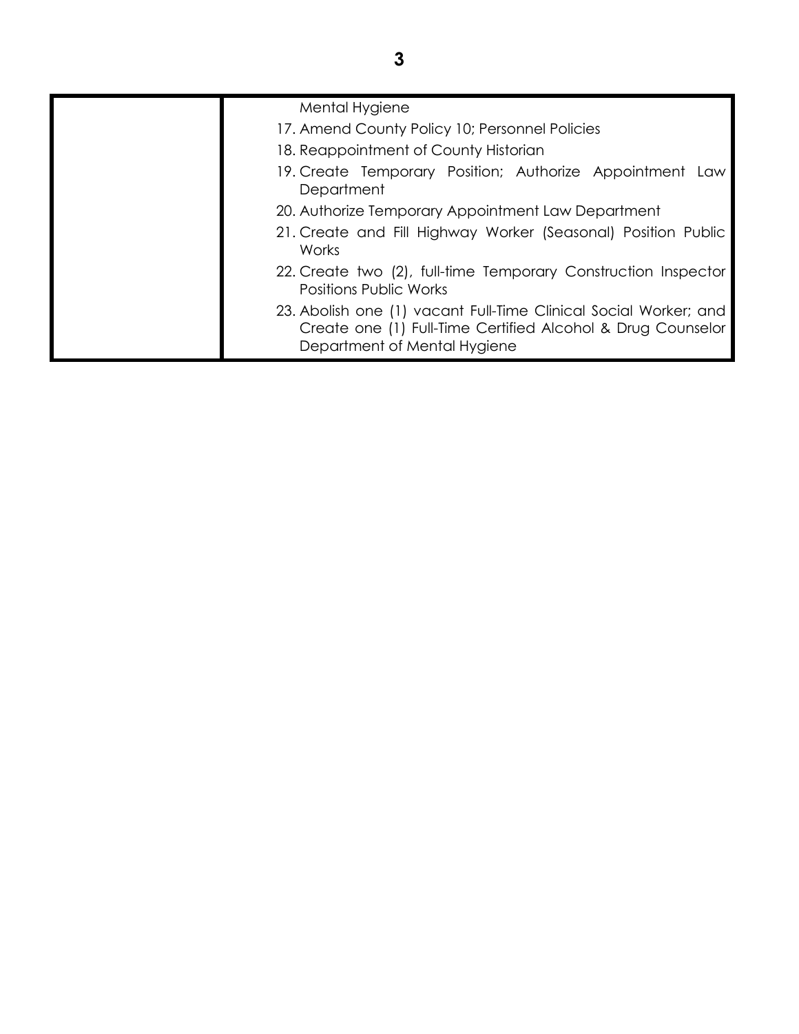| | |
|---|---|
| | Mental Hygiene<br>17. Amend County Policy 10; Personnel Policies<br>18. Reappointment of County Historian<br>19. Create Temporary Position; Authorize Appointment Law Department<br>20. Authorize Temporary Appointment Law Department<br>21. Create and Fill Highway Worker (Seasonal) Position Public Works<br>22. Create two (2), full-time Temporary Construction Inspector Positions Public Works<br>23. Abolish one (1) vacant Full-Time Clinical Social Worker; and Create one (1) Full-Time Certified Alcohol & Drug Counselor Department of Mental Hygiene |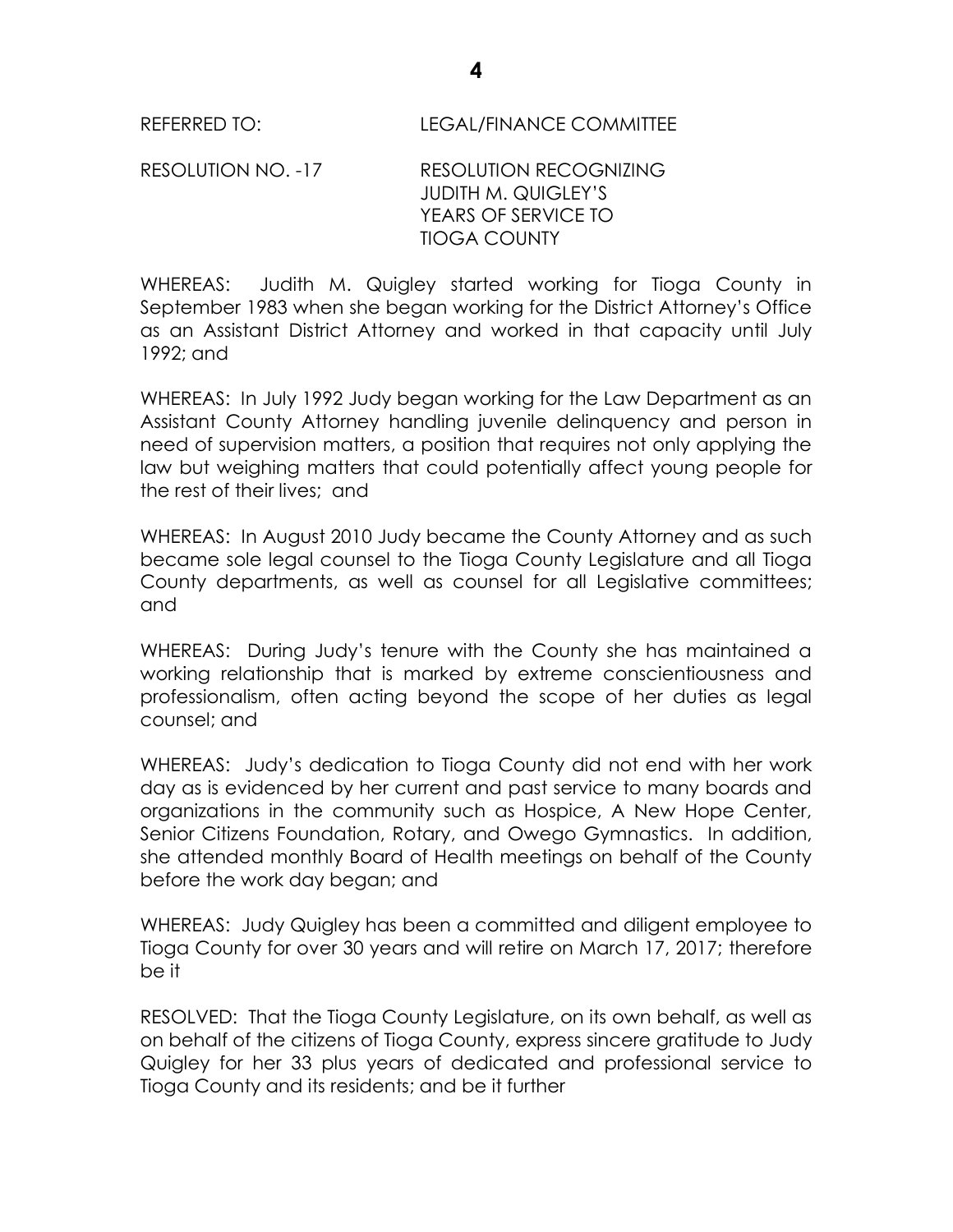REFERRED TO: LEGAL/FINANCE COMMITTEE

RESOLUTION NO. -17 RESOLUTION RECOGNIZING JUDITH M. QUIGLEY'S YEARS OF SERVICE TO TIOGA COUNTY

WHEREAS: Judith M. Quigley started working for Tioga County in September 1983 when she began working for the District Attorney's Office as an Assistant District Attorney and worked in that capacity until July 1992; and

WHEREAS: In July 1992 Judy began working for the Law Department as an Assistant County Attorney handling juvenile delinquency and person in need of supervision matters, a position that requires not only applying the law but weighing matters that could potentially affect young people for the rest of their lives; and

WHEREAS: In August 2010 Judy became the County Attorney and as such became sole legal counsel to the Tioga County Legislature and all Tioga County departments, as well as counsel for all Legislative committees; and

WHEREAS: During Judy's tenure with the County she has maintained a working relationship that is marked by extreme conscientiousness and professionalism, often acting beyond the scope of her duties as legal counsel; and

WHEREAS: Judy's dedication to Tioga County did not end with her work day as is evidenced by her current and past service to many boards and organizations in the community such as Hospice, A New Hope Center, Senior Citizens Foundation, Rotary, and Owego Gymnastics. In addition, she attended monthly Board of Health meetings on behalf of the County before the work day began; and

WHEREAS: Judy Quigley has been a committed and diligent employee to Tioga County for over 30 years and will retire on March 17, 2017; therefore be it

RESOLVED: That the Tioga County Legislature, on its own behalf, as well as on behalf of the citizens of Tioga County, express sincere gratitude to Judy Quigley for her 33 plus years of dedicated and professional service to Tioga County and its residents; and be it further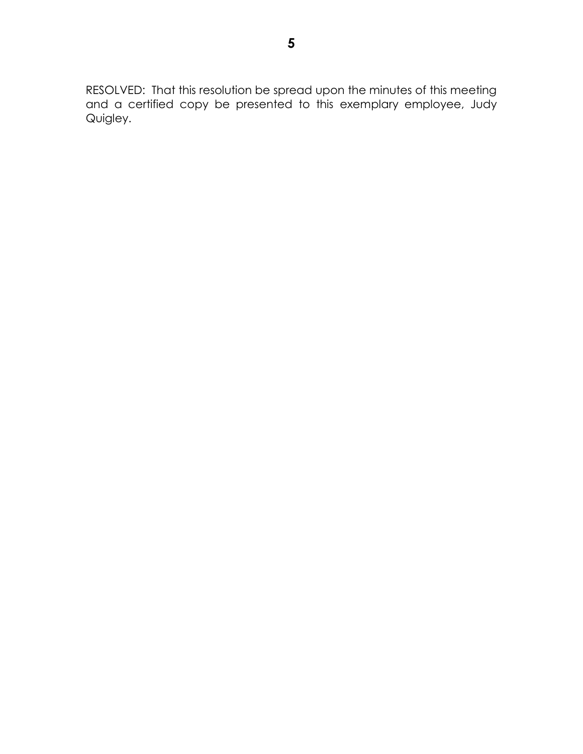RESOLVED: That this resolution be spread upon the minutes of this meeting and a certified copy be presented to this exemplary employee, Judy Quigley.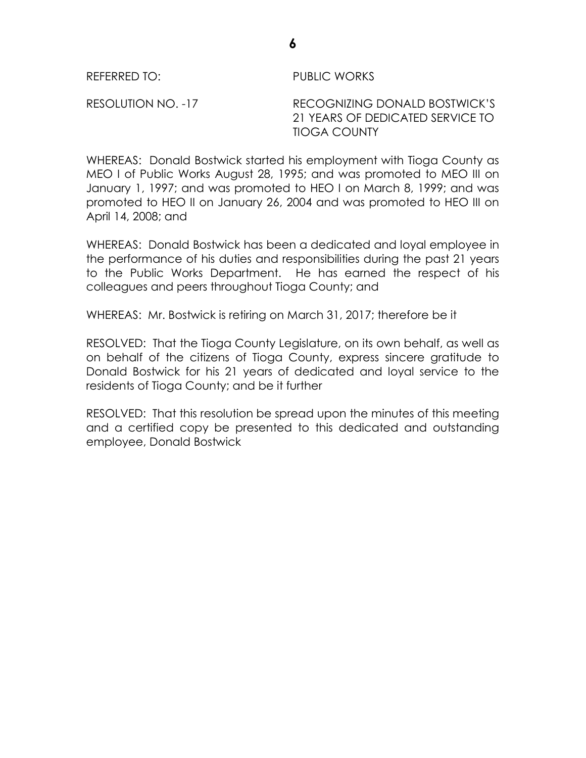REFERRED TO: PUBLIC WORKS

RESOLUTION NO. -17 RECOGNIZING DONALD BOSTWICK'S 21 YEARS OF DEDICATED SERVICE TO TIOGA COUNTY

WHEREAS: Donald Bostwick started his employment with Tioga County as MEO I of Public Works August 28, 1995; and was promoted to MEO III on January 1, 1997; and was promoted to HEO I on March 8, 1999; and was promoted to HEO II on January 26, 2004 and was promoted to HEO III on April 14, 2008; and

WHEREAS: Donald Bostwick has been a dedicated and loyal employee in the performance of his duties and responsibilities during the past 21 years to the Public Works Department. He has earned the respect of his colleagues and peers throughout Tioga County; and

WHEREAS: Mr. Bostwick is retiring on March 31, 2017; therefore be it

RESOLVED: That the Tioga County Legislature, on its own behalf, as well as on behalf of the citizens of Tioga County, express sincere gratitude to Donald Bostwick for his 21 years of dedicated and loyal service to the residents of Tioga County; and be it further

RESOLVED: That this resolution be spread upon the minutes of this meeting and a certified copy be presented to this dedicated and outstanding employee, Donald Bostwick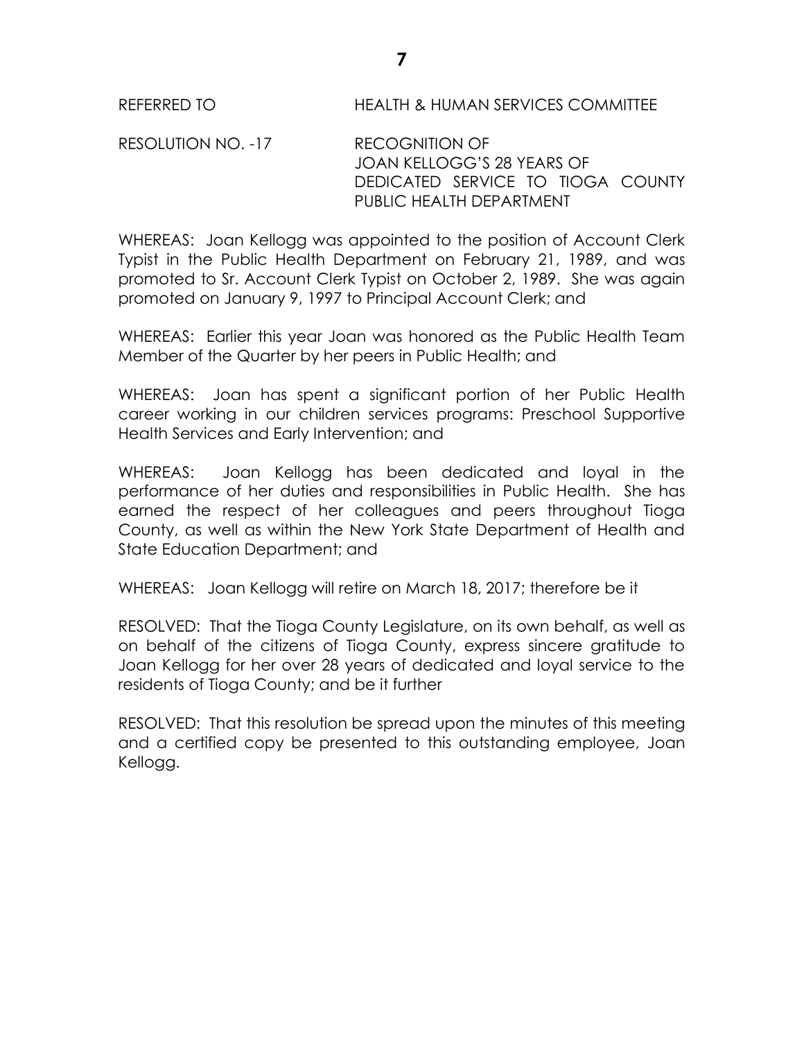REFERRED TO HEALTH & HUMAN SERVICES COMMITTEE

RESOLUTION NO. -17 RECOGNITION OF JOAN KELLOGG'S 28 YEARS OF DEDICATED SERVICE TO TIOGA COUNTY PUBLIC HEALTH DEPARTMENT

WHEREAS: Joan Kellogg was appointed to the position of Account Clerk Typist in the Public Health Department on February 21, 1989, and was promoted to Sr. Account Clerk Typist on October 2, 1989. She was again promoted on January 9, 1997 to Principal Account Clerk; and

WHEREAS: Earlier this year Joan was honored as the Public Health Team Member of the Quarter by her peers in Public Health; and

WHEREAS: Joan has spent a significant portion of her Public Health career working in our children services programs: Preschool Supportive Health Services and Early Intervention; and

WHEREAS: Joan Kellogg has been dedicated and loyal in the performance of her duties and responsibilities in Public Health. She has earned the respect of her colleagues and peers throughout Tioga County, as well as within the New York State Department of Health and State Education Department; and

WHEREAS: Joan Kellogg will retire on March 18, 2017; therefore be it

RESOLVED: That the Tioga County Legislature, on its own behalf, as well as on behalf of the citizens of Tioga County, express sincere gratitude to Joan Kellogg for her over 28 years of dedicated and loyal service to the residents of Tioga County; and be it further

RESOLVED: That this resolution be spread upon the minutes of this meeting and a certified copy be presented to this outstanding employee, Joan Kellogg.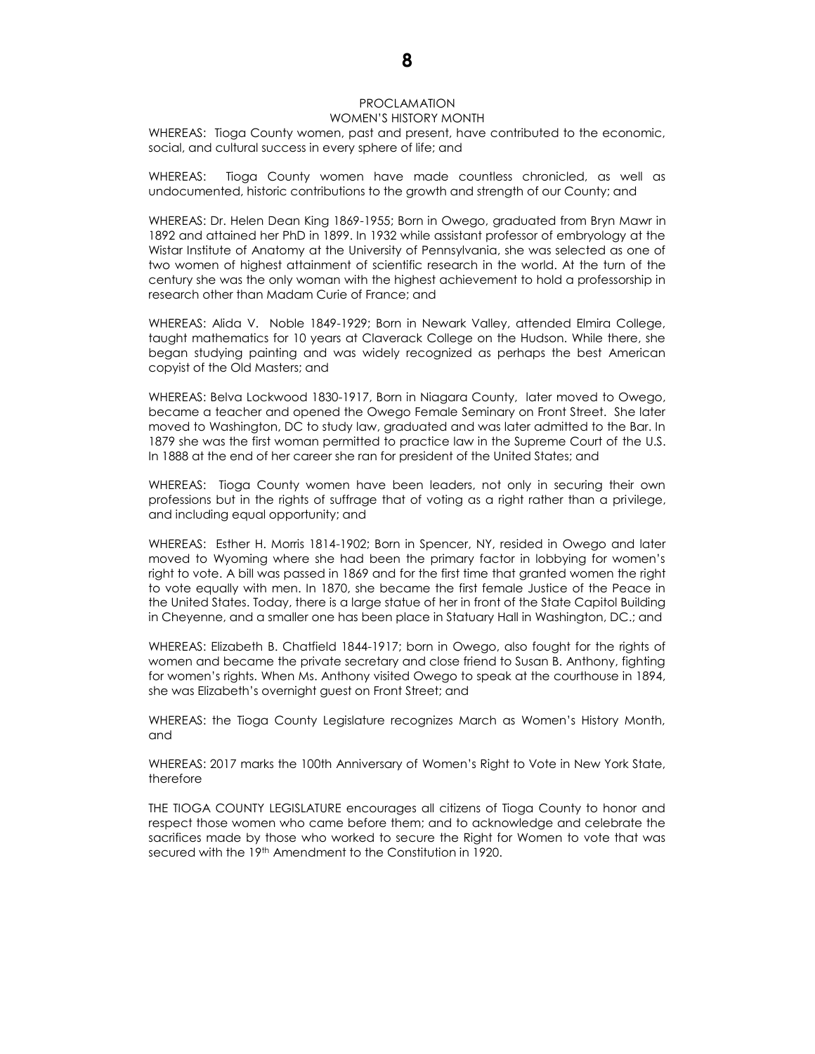# PROCLAMATION
## WOMEN'S HISTORY MONTH

WHEREAS: Tioga County women, past and present, have contributed to the economic, social, and cultural success in every sphere of life; and

WHEREAS: Tioga County women have made countless chronicled, as well as undocumented, historic contributions to the growth and strength of our County; and

WHEREAS: Dr. Helen Dean King 1869-1955; Born in Owego, graduated from Bryn Mawr in 1892 and attained her PhD in 1899. In 1932 while assistant professor of embryology at the Wistar Institute of Anatomy at the University of Pennsylvania, she was selected as one of two women of highest attainment of scientific research in the world. At the turn of the century she was the only woman with the highest achievement to hold a professorship in research other than Madam Curie of France; and

WHEREAS: Alida V. Noble 1849-1929; Born in Newark Valley, attended Elmira College, taught mathematics for 10 years at Claverack College on the Hudson. While there, she began studying painting and was widely recognized as perhaps the best American copyist of the Old Masters; and

WHEREAS: Belva Lockwood 1830-1917, Born in Niagara County, later moved to Owego, became a teacher and opened the Owego Female Seminary on Front Street. She later moved to Washington, DC to study law, graduated and was later admitted to the Bar. In 1879 she was the first woman permitted to practice law in the Supreme Court of the U.S. In 1888 at the end of her career she ran for president of the United States; and

WHEREAS: Tioga County women have been leaders, not only in securing their own professions but in the rights of suffrage that of voting as a right rather than a privilege, and including equal opportunity; and

WHEREAS: Esther H. Morris 1814-1902; Born in Spencer, NY, resided in Owego and later moved to Wyoming where she had been the primary factor in lobbying for women's right to vote. A bill was passed in 1869 and for the first time that granted women the right to vote equally with men. In 1870, she became the first female Justice of the Peace in the United States. Today, there is a large statue of her in front of the State Capitol Building in Cheyenne, and a smaller one has been place in Statuary Hall in Washington, DC.; and

WHEREAS: Elizabeth B. Chatfield 1844-1917; born in Owego, also fought for the rights of women and became the private secretary and close friend to Susan B. Anthony, fighting for women's rights. When Ms. Anthony visited Owego to speak at the courthouse in 1894, she was Elizabeth's overnight guest on Front Street; and

WHEREAS: the Tioga County Legislature recognizes March as Women's History Month, and

WHEREAS: 2017 marks the 100th Anniversary of Women's Right to Vote in New York State, therefore

THE TIOGA COUNTY LEGISLATURE encourages all citizens of Tioga County to honor and respect those women who came before them; and to acknowledge and celebrate the sacrifices made by those who worked to secure the Right for Women to vote that was secured with the 19th Amendment to the Constitution in 1920.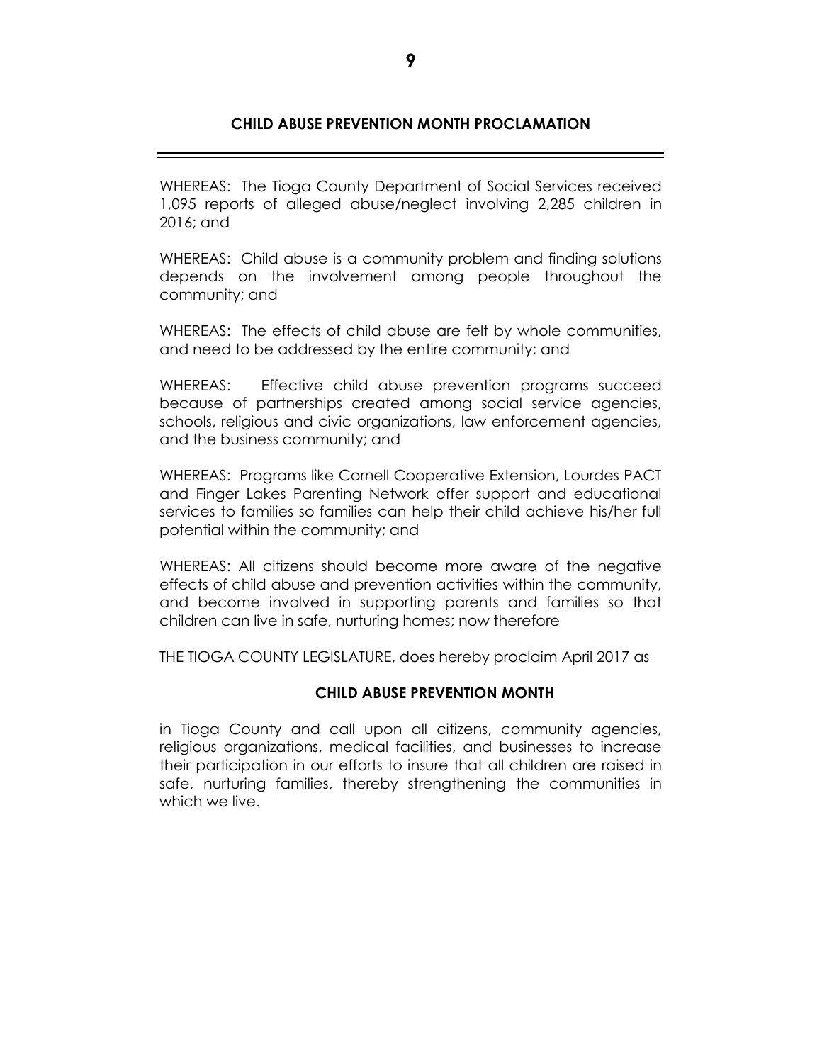## CHILD ABUSE PREVENTION MONTH PROCLAMATION

---

WHEREAS: The Tioga County Department of Social Services received 1,095 reports of alleged abuse/neglect involving 2,285 children in 2016; and

WHEREAS: Child abuse is a community problem and finding solutions depends on the involvement among people throughout the community; and

WHEREAS: The effects of child abuse are felt by whole communities, and need to be addressed by the entire community; and

WHEREAS: Effective child abuse prevention programs succeed because of partnerships created among social service agencies, schools, religious and civic organizations, law enforcement agencies, and the business community; and

WHEREAS: Programs like Cornell Cooperative Extension, Lourdes PACT and Finger Lakes Parenting Network offer support and educational services to families so families can help their child achieve his/her full potential within the community; and

WHEREAS: All citizens should become more aware of the negative effects of child abuse and prevention activities within the community, and become involved in supporting parents and families so that children can live in safe, nurturing homes; now therefore

THE TIOGA COUNTY LEGISLATURE, does hereby proclaim April 2017 as

**CHILD ABUSE PREVENTION MONTH**

in Tioga County and call upon all citizens, community agencies, religious organizations, medical facilities, and businesses to increase their participation in our efforts to insure that all children are raised in safe, nurturing families, thereby strengthening the communities in which we live.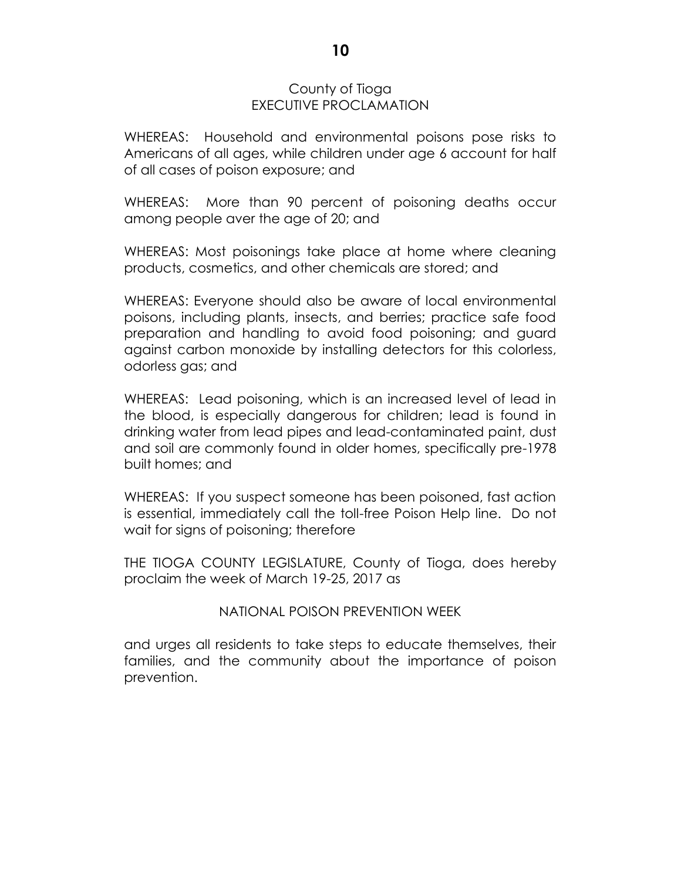County of Tioga
EXECUTIVE PROCLAMATION

WHEREAS: Household and environmental poisons pose risks to Americans of all ages, while children under age 6 account for half of all cases of poison exposure; and

WHEREAS: More than 90 percent of poisoning deaths occur among people aver the age of 20; and

WHEREAS: Most poisonings take place at home where cleaning products, cosmetics, and other chemicals are stored; and

WHEREAS: Everyone should also be aware of local environmental poisons, including plants, insects, and berries; practice safe food preparation and handling to avoid food poisoning; and guard against carbon monoxide by installing detectors for this colorless, odorless gas; and

WHEREAS: Lead poisoning, which is an increased level of lead in the blood, is especially dangerous for children; lead is found in drinking water from lead pipes and lead-contaminated paint, dust and soil are commonly found in older homes, specifically pre-1978 built homes; and

WHEREAS: If you suspect someone has been poisoned, fast action is essential, immediately call the toll-free Poison Help line. Do not wait for signs of poisoning; therefore

THE TIOGA COUNTY LEGISLATURE, County of Tioga, does hereby proclaim the week of March 19-25, 2017 as

NATIONAL POISON PREVENTION WEEK

and urges all residents to take steps to educate themselves, their families, and the community about the importance of poison prevention.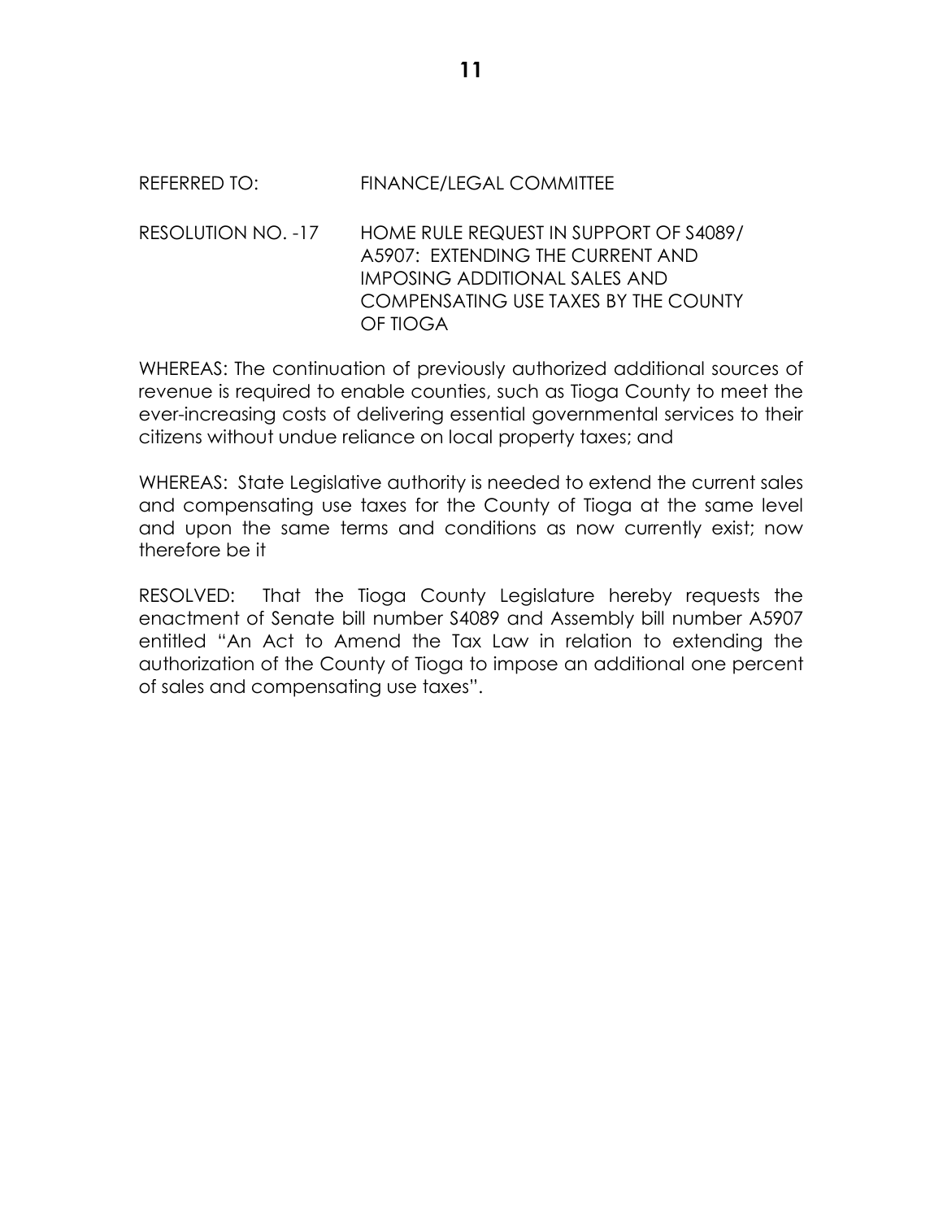REFERRED TO: FINANCE/LEGAL COMMITTEE

RESOLUTION NO. -17 HOME RULE REQUEST IN SUPPORT OF S4089/ A5907: EXTENDING THE CURRENT AND IMPOSING ADDITIONAL SALES AND COMPENSATING USE TAXES BY THE COUNTY OF TIOGA

WHEREAS: The continuation of previously authorized additional sources of revenue is required to enable counties, such as Tioga County to meet the ever-increasing costs of delivering essential governmental services to their citizens without undue reliance on local property taxes; and

WHEREAS: State Legislative authority is needed to extend the current sales and compensating use taxes for the County of Tioga at the same level and upon the same terms and conditions as now currently exist; now therefore be it

RESOLVED: That the Tioga County Legislature hereby requests the enactment of Senate bill number S4089 and Assembly bill number A5907 entitled "An Act to Amend the Tax Law in relation to extending the authorization of the County of Tioga to impose an additional one percent of sales and compensating use taxes".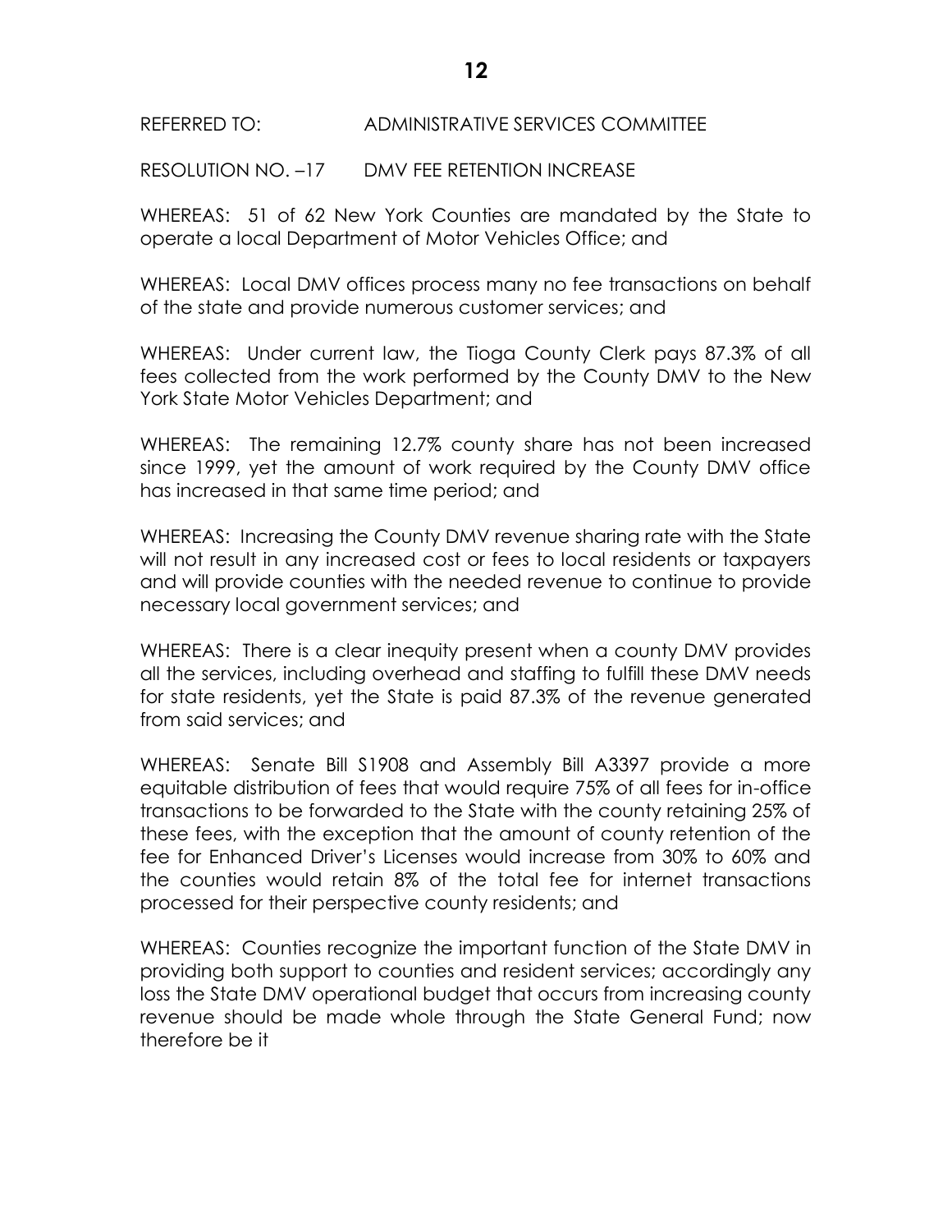REFERRED TO: ADMINISTRATIVE SERVICES COMMITTEE

RESOLUTION NO. –17 DMV FEE RETENTION INCREASE

WHEREAS: 51 of 62 New York Counties are mandated by the State to operate a local Department of Motor Vehicles Office; and

WHEREAS: Local DMV offices process many no fee transactions on behalf of the state and provide numerous customer services; and

WHEREAS: Under current law, the Tioga County Clerk pays 87.3% of all fees collected from the work performed by the County DMV to the New York State Motor Vehicles Department; and

WHEREAS: The remaining 12.7% county share has not been increased since 1999, yet the amount of work required by the County DMV office has increased in that same time period; and

WHEREAS: Increasing the County DMV revenue sharing rate with the State will not result in any increased cost or fees to local residents or taxpayers and will provide counties with the needed revenue to continue to provide necessary local government services; and

WHEREAS: There is a clear inequity present when a county DMV provides all the services, including overhead and staffing to fulfill these DMV needs for state residents, yet the State is paid 87.3% of the revenue generated from said services; and

WHEREAS: Senate Bill S1908 and Assembly Bill A3397 provide a more equitable distribution of fees that would require 75% of all fees for in-office transactions to be forwarded to the State with the county retaining 25% of these fees, with the exception that the amount of county retention of the fee for Enhanced Driver's Licenses would increase from 30% to 60% and the counties would retain 8% of the total fee for internet transactions processed for their perspective county residents; and

WHEREAS: Counties recognize the important function of the State DMV in providing both support to counties and resident services; accordingly any loss the State DMV operational budget that occurs from increasing county revenue should be made whole through the State General Fund; now therefore be it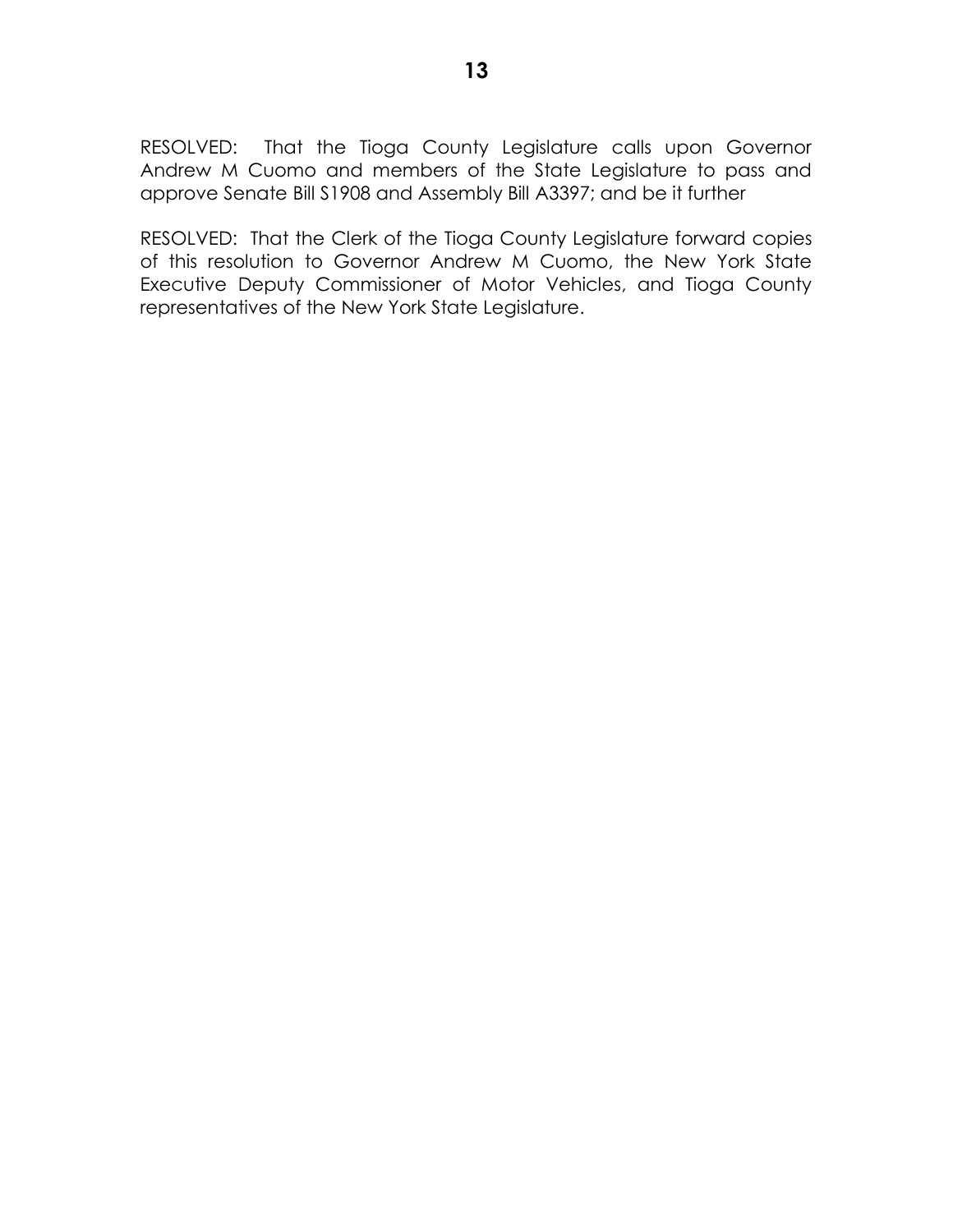RESOLVED: That the Tioga County Legislature calls upon Governor Andrew M Cuomo and members of the State Legislature to pass and approve Senate Bill S1908 and Assembly Bill A3397; and be it further

RESOLVED: That the Clerk of the Tioga County Legislature forward copies of this resolution to Governor Andrew M Cuomo, the New York State Executive Deputy Commissioner of Motor Vehicles, and Tioga County representatives of the New York State Legislature.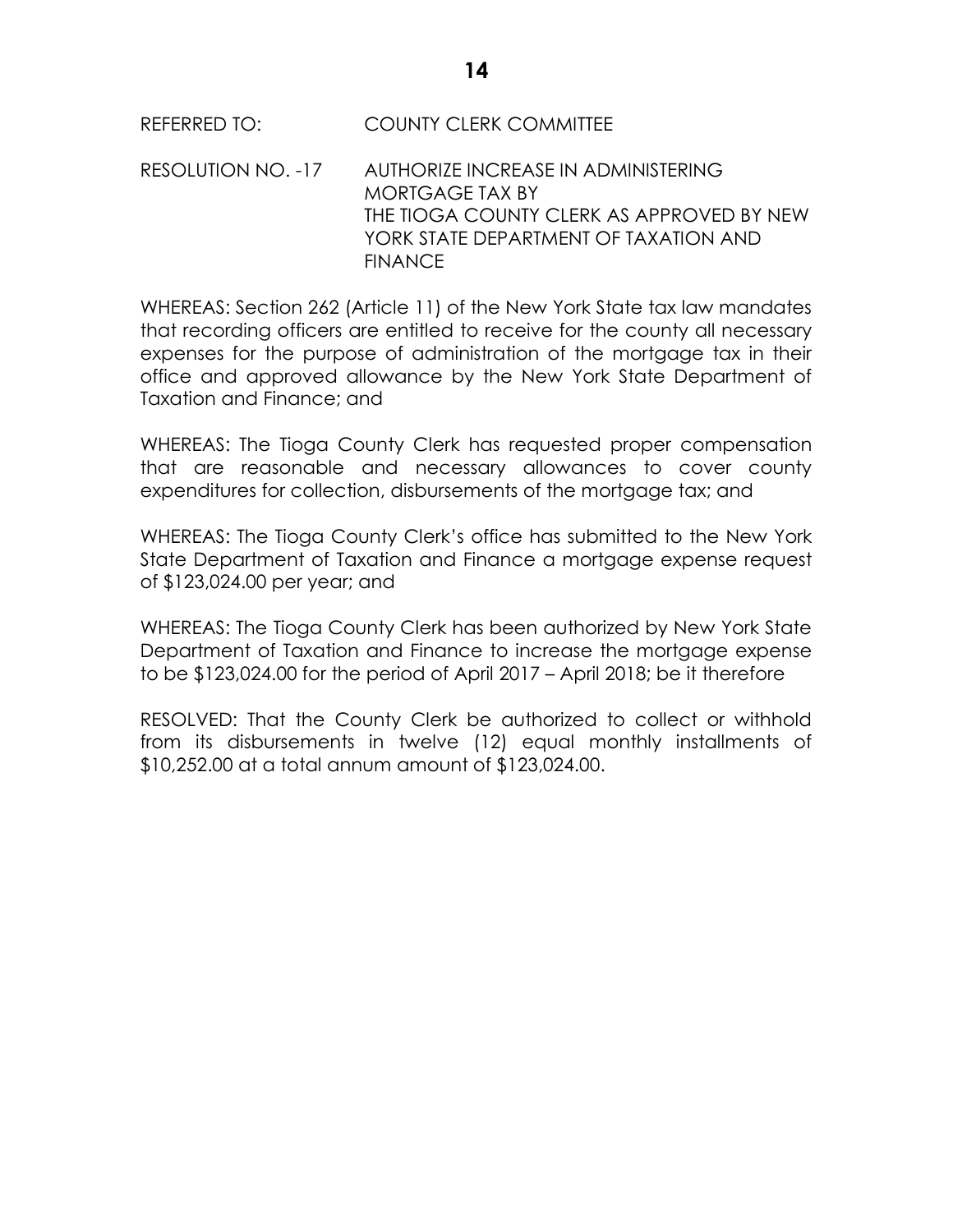REFERRED TO: COUNTY CLERK COMMITTEE

RESOLUTION NO. -17 AUTHORIZE INCREASE IN ADMINISTERING MORTGAGE TAX BY THE TIOGA COUNTY CLERK AS APPROVED BY NEW YORK STATE DEPARTMENT OF TAXATION AND FINANCE

WHEREAS: Section 262 (Article 11) of the New York State tax law mandates that recording officers are entitled to receive for the county all necessary expenses for the purpose of administration of the mortgage tax in their office and approved allowance by the New York State Department of Taxation and Finance; and

WHEREAS: The Tioga County Clerk has requested proper compensation that are reasonable and necessary allowances to cover county expenditures for collection, disbursements of the mortgage tax; and

WHEREAS: The Tioga County Clerk's office has submitted to the New York State Department of Taxation and Finance a mortgage expense request of $123,024.00 per year; and

WHEREAS: The Tioga County Clerk has been authorized by New York State Department of Taxation and Finance to increase the mortgage expense to be $123,024.00 for the period of April 2017 – April 2018; be it therefore

RESOLVED: That the County Clerk be authorized to collect or withhold from its disbursements in twelve (12) equal monthly installments of $10,252.00 at a total annum amount of $123,024.00.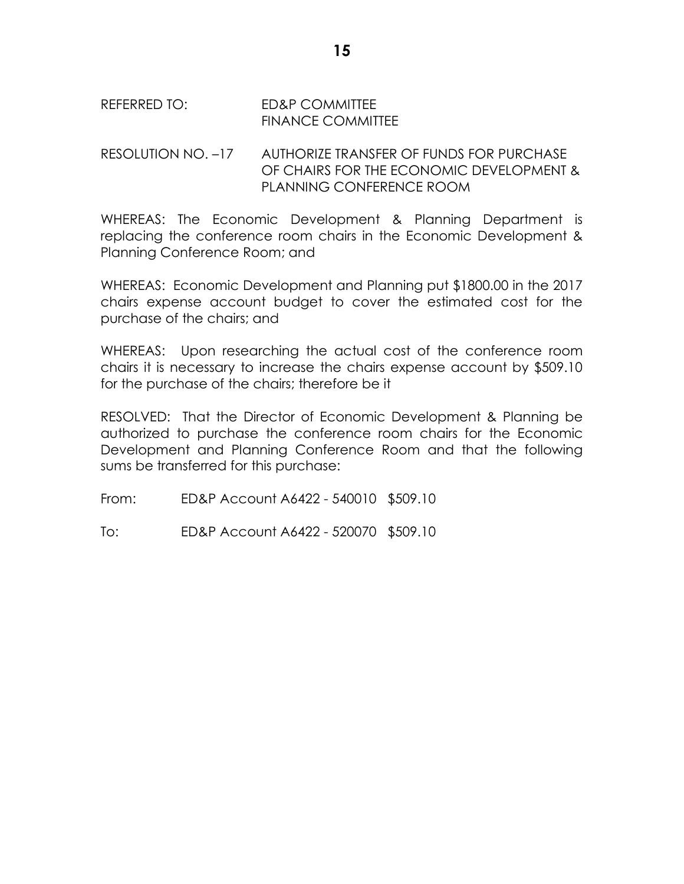REFERRED TO: ED&P COMMITTEE
FINANCE COMMITTEE

RESOLUTION NO. –17 AUTHORIZE TRANSFER OF FUNDS FOR PURCHASE OF CHAIRS FOR THE ECONOMIC DEVELOPMENT & PLANNING CONFERENCE ROOM

WHEREAS: The Economic Development & Planning Department is replacing the conference room chairs in the Economic Development & Planning Conference Room; and

WHEREAS: Economic Development and Planning put $1800.00 in the 2017 chairs expense account budget to cover the estimated cost for the purchase of the chairs; and

WHEREAS: Upon researching the actual cost of the conference room chairs it is necessary to increase the chairs expense account by $509.10 for the purchase of the chairs; therefore be it

RESOLVED: That the Director of Economic Development & Planning be authorized to purchase the conference room chairs for the Economic Development and Planning Conference Room and that the following sums be transferred for this purchase:

From: ED&P Account A6422 - 540010 $509.10

To: ED&P Account A6422 - 520070 $509.10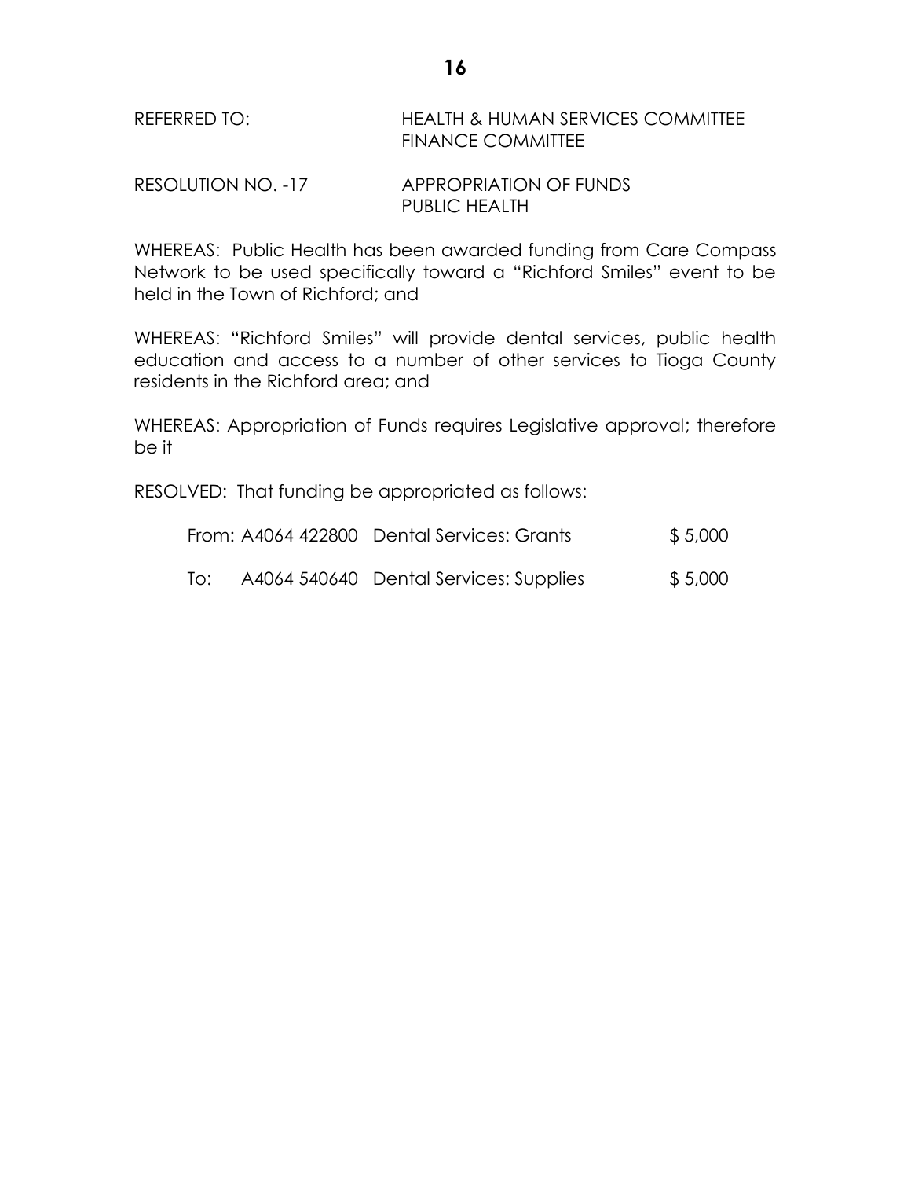REFERRED TO: HEALTH & HUMAN SERVICES COMMITTEE
FINANCE COMMITTEE

RESOLUTION NO. -17 APPROPRIATION OF FUNDS
PUBLIC HEALTH

WHEREAS: Public Health has been awarded funding from Care Compass Network to be used specifically toward a "Richford Smiles" event to be held in the Town of Richford; and

WHEREAS: "Richford Smiles" will provide dental services, public health education and access to a number of other services to Tioga County residents in the Richford area; and

WHEREAS: Appropriation of Funds requires Legislative approval; therefore be it

RESOLVED: That funding be appropriated as follows:

| | | | |
|---|---|---|---|
| From: | A4064 422800 | Dental Services: Grants | $ 5,000 |
| To: | A4064 540640 | Dental Services: Supplies | $ 5,000 |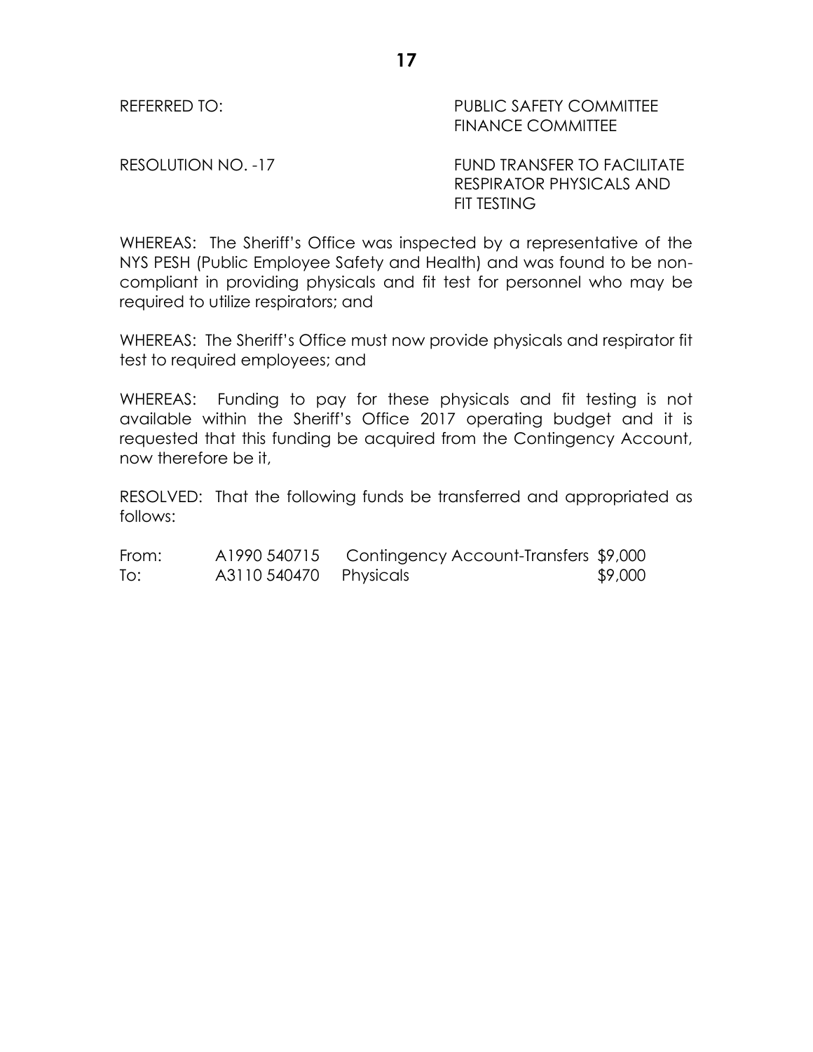REFERRED TO: PUBLIC SAFETY COMMITTEE
FINANCE COMMITTEE

RESOLUTION NO. -17 FUND TRANSFER TO FACILITATE RESPIRATOR PHYSICALS AND FIT TESTING

WHEREAS: The Sheriff's Office was inspected by a representative of the NYS PESH (Public Employee Safety and Health) and was found to be non-compliant in providing physicals and fit test for personnel who may be required to utilize respirators; and

WHEREAS: The Sheriff's Office must now provide physicals and respirator fit test to required employees; and

WHEREAS: Funding to pay for these physicals and fit testing is not available within the Sheriff's Office 2017 operating budget and it is requested that this funding be acquired from the Contingency Account, now therefore be it,

RESOLVED: That the following funds be transferred and appropriated as follows:

| | | | |
|---|---|---|---|
| From: | A1990 540715 | Contingency Account-Transfers | $9,000 |
| To: | A3110 540470 | Physicals | $9,000 |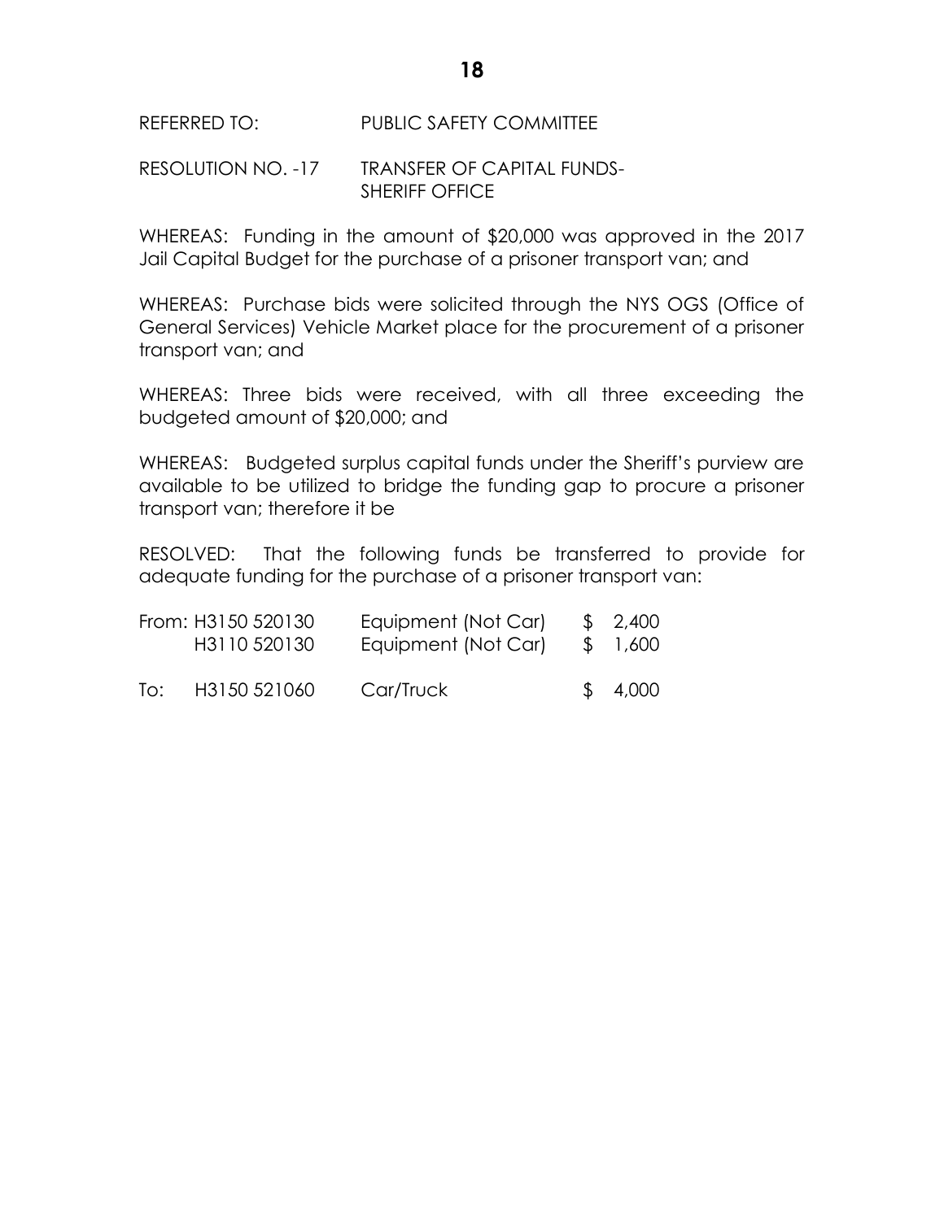REFERRED TO: PUBLIC SAFETY COMMITTEE

RESOLUTION NO. -17 TRANSFER OF CAPITAL FUNDS-SHERIFF OFFICE

WHEREAS: Funding in the amount of $20,000 was approved in the 2017 Jail Capital Budget for the purchase of a prisoner transport van; and

WHEREAS: Purchase bids were solicited through the NYS OGS (Office of General Services) Vehicle Market place for the procurement of a prisoner transport van; and

WHEREAS: Three bids were received, with all three exceeding the budgeted amount of $20,000; and

WHEREAS: Budgeted surplus capital funds under the Sheriff's purview are available to be utilized to bridge the funding gap to procure a prisoner transport van; therefore it be

RESOLVED: That the following funds be transferred to provide for adequate funding for the purchase of a prisoner transport van:

| | | | |
|---|---|---|---|
| From: | H3150 520130 | Equipment (Not Car) | $ 2,400 |
| | H3110 520130 | Equipment (Not Car) | $ 1,600 |
| To: | H3150 521060 | Car/Truck | $ 4,000 |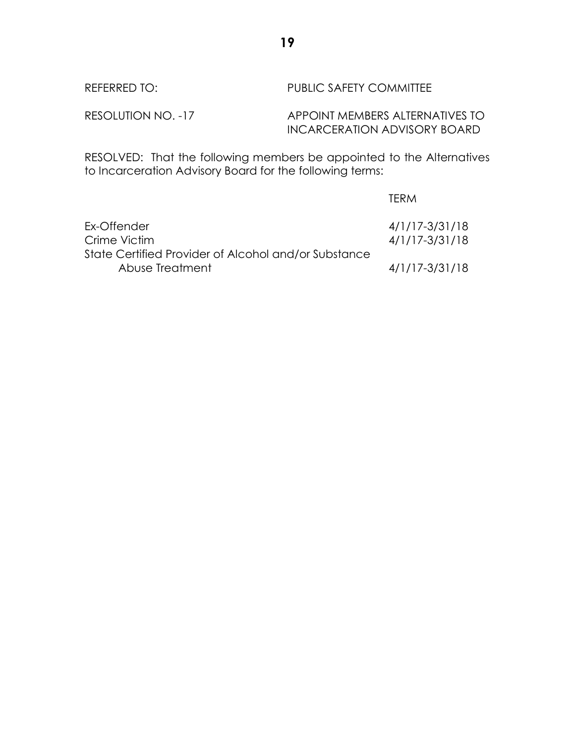REFERRED TO: PUBLIC SAFETY COMMITTEE

RESOLUTION NO. -17 APPOINT MEMBERS ALTERNATIVES TO INCARCERATION ADVISORY BOARD

RESOLVED: That the following members be appointed to the Alternatives to Incarceration Advisory Board for the following terms:

| | TERM |
|---|---|
| Ex-Offender | 4/1/17-3/31/18 |
| Crime Victim | 4/1/17-3/31/18 |
| State Certified Provider of Alcohol and/or Substance Abuse Treatment | 4/1/17-3/31/18 |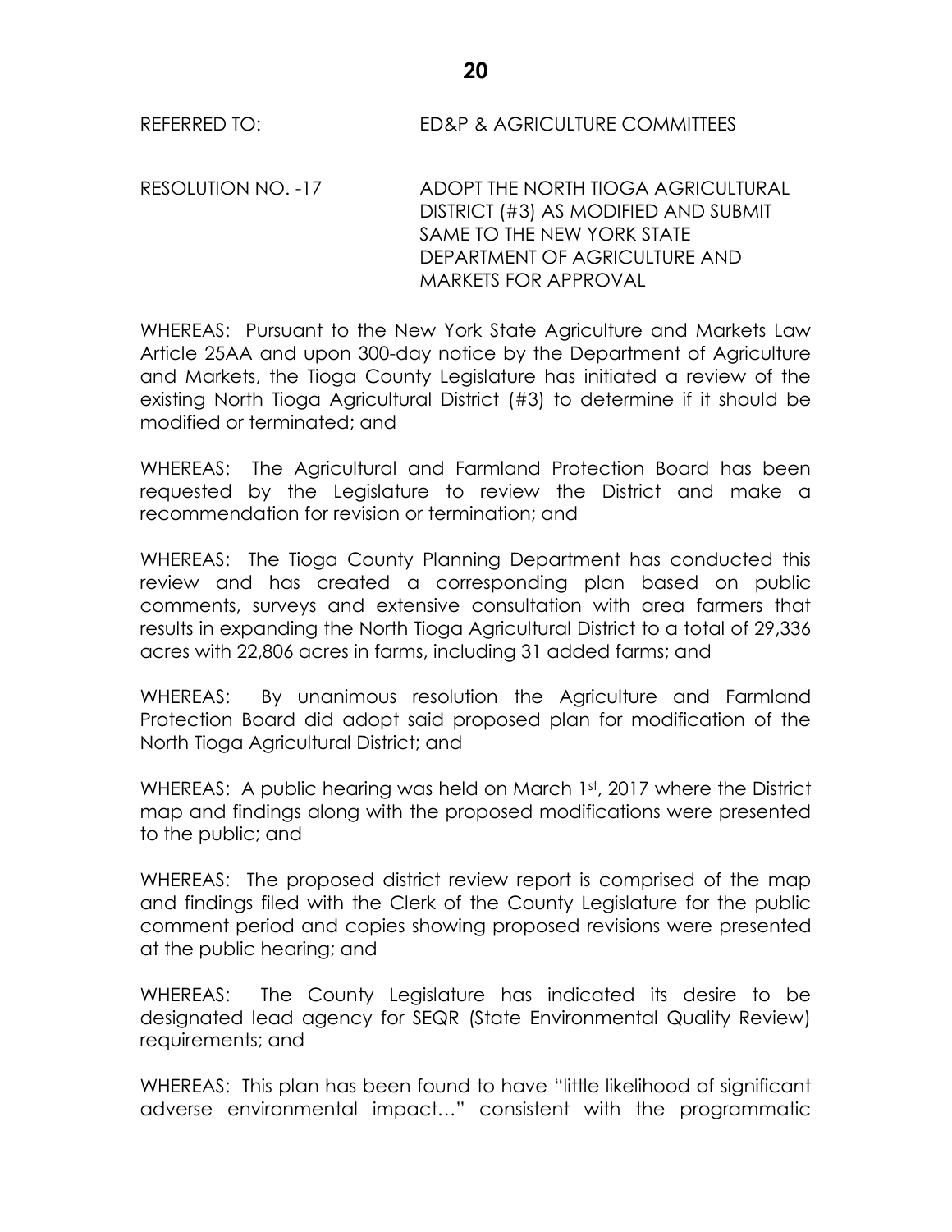REFERRED TO: ED&P & AGRICULTURE COMMITTEES

RESOLUTION NO. -17 ADOPT THE NORTH TIOGA AGRICULTURAL DISTRICT (#3) AS MODIFIED AND SUBMIT SAME TO THE NEW YORK STATE DEPARTMENT OF AGRICULTURE AND MARKETS FOR APPROVAL

WHEREAS: Pursuant to the New York State Agriculture and Markets Law Article 25AA and upon 300-day notice by the Department of Agriculture and Markets, the Tioga County Legislature has initiated a review of the existing North Tioga Agricultural District (#3) to determine if it should be modified or terminated; and

WHEREAS: The Agricultural and Farmland Protection Board has been requested by the Legislature to review the District and make a recommendation for revision or termination; and

WHEREAS: The Tioga County Planning Department has conducted this review and has created a corresponding plan based on public comments, surveys and extensive consultation with area farmers that results in expanding the North Tioga Agricultural District to a total of 29,336 acres with 22,806 acres in farms, including 31 added farms; and

WHEREAS: By unanimous resolution the Agriculture and Farmland Protection Board did adopt said proposed plan for modification of the North Tioga Agricultural District; and

WHEREAS: A public hearing was held on March 1st, 2017 where the District map and findings along with the proposed modifications were presented to the public; and

WHEREAS: The proposed district review report is comprised of the map and findings filed with the Clerk of the County Legislature for the public comment period and copies showing proposed revisions were presented at the public hearing; and

WHEREAS: The County Legislature has indicated its desire to be designated lead agency for SEQR (State Environmental Quality Review) requirements; and

WHEREAS: This plan has been found to have "little likelihood of significant adverse environmental impact…" consistent with the programmatic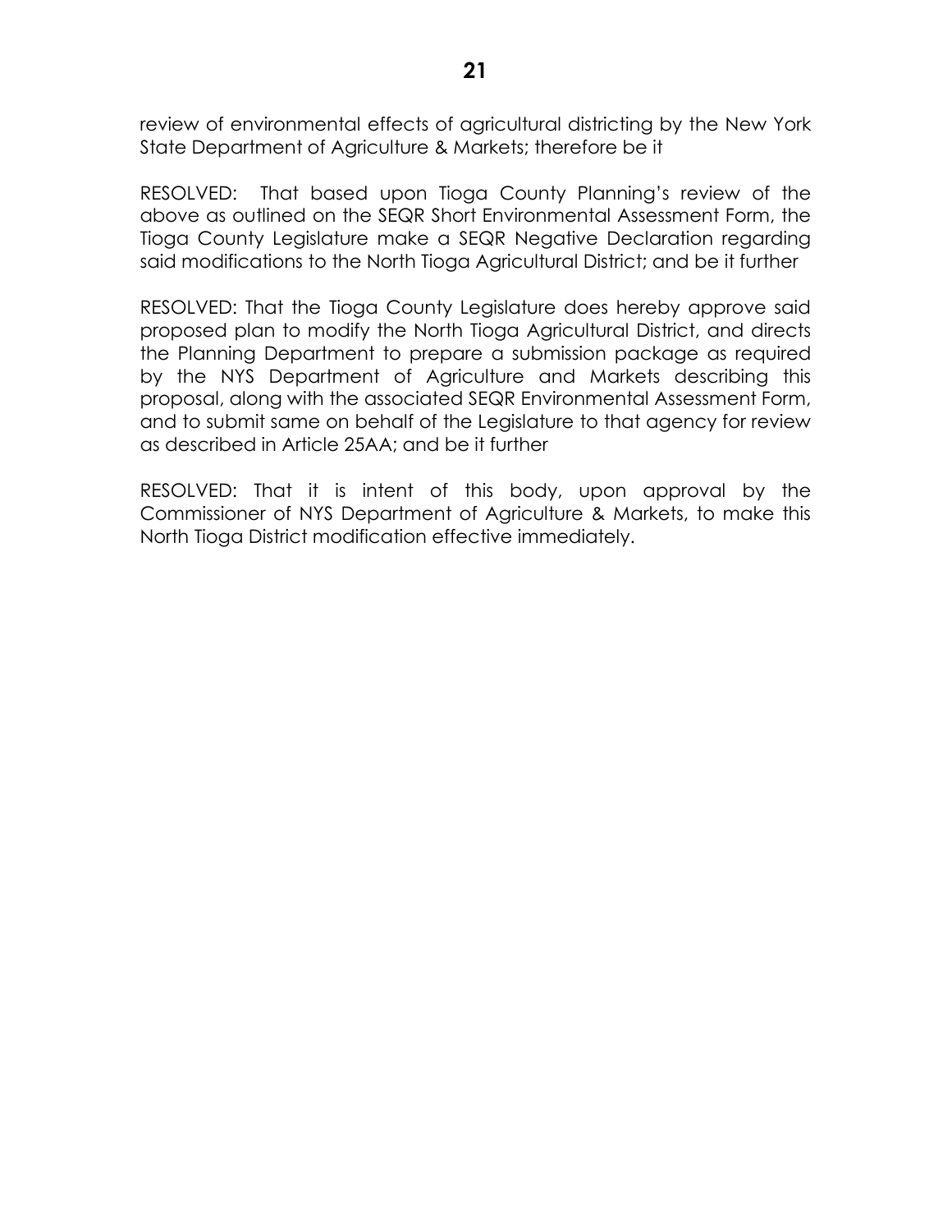review of environmental effects of agricultural districting by the New York State Department of Agriculture & Markets; therefore be it

RESOLVED: That based upon Tioga County Planning's review of the above as outlined on the SEQR Short Environmental Assessment Form, the Tioga County Legislature make a SEQR Negative Declaration regarding said modifications to the North Tioga Agricultural District; and be it further

RESOLVED: That the Tioga County Legislature does hereby approve said proposed plan to modify the North Tioga Agricultural District, and directs the Planning Department to prepare a submission package as required by the NYS Department of Agriculture and Markets describing this proposal, along with the associated SEQR Environmental Assessment Form, and to submit same on behalf of the Legislature to that agency for review as described in Article 25AA; and be it further

RESOLVED: That it is intent of this body, upon approval by the Commissioner of NYS Department of Agriculture & Markets, to make this North Tioga District modification effective immediately.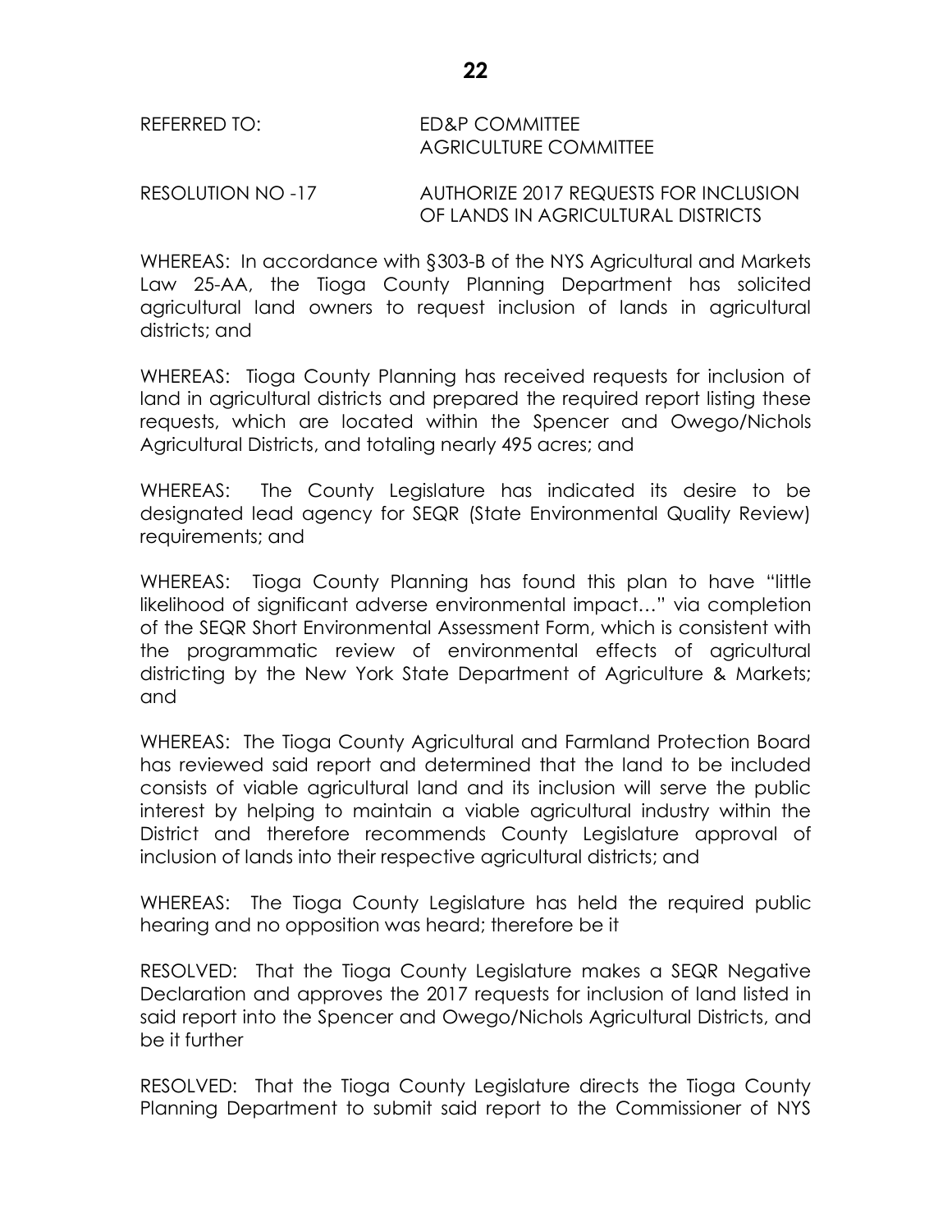REFERRED TO: ED&P COMMITTEE
AGRICULTURE COMMITTEE

RESOLUTION NO -17 AUTHORIZE 2017 REQUESTS FOR INCLUSION OF LANDS IN AGRICULTURAL DISTRICTS

WHEREAS: In accordance with §303-B of the NYS Agricultural and Markets Law 25-AA, the Tioga County Planning Department has solicited agricultural land owners to request inclusion of lands in agricultural districts; and

WHEREAS: Tioga County Planning has received requests for inclusion of land in agricultural districts and prepared the required report listing these requests, which are located within the Spencer and Owego/Nichols Agricultural Districts, and totaling nearly 495 acres; and

WHEREAS: The County Legislature has indicated its desire to be designated lead agency for SEQR (State Environmental Quality Review) requirements; and

WHEREAS: Tioga County Planning has found this plan to have "little likelihood of significant adverse environmental impact…" via completion of the SEQR Short Environmental Assessment Form, which is consistent with the programmatic review of environmental effects of agricultural districting by the New York State Department of Agriculture & Markets; and

WHEREAS: The Tioga County Agricultural and Farmland Protection Board has reviewed said report and determined that the land to be included consists of viable agricultural land and its inclusion will serve the public interest by helping to maintain a viable agricultural industry within the District and therefore recommends County Legislature approval of inclusion of lands into their respective agricultural districts; and

WHEREAS: The Tioga County Legislature has held the required public hearing and no opposition was heard; therefore be it

RESOLVED: That the Tioga County Legislature makes a SEQR Negative Declaration and approves the 2017 requests for inclusion of land listed in said report into the Spencer and Owego/Nichols Agricultural Districts, and be it further

RESOLVED: That the Tioga County Legislature directs the Tioga County Planning Department to submit said report to the Commissioner of NYS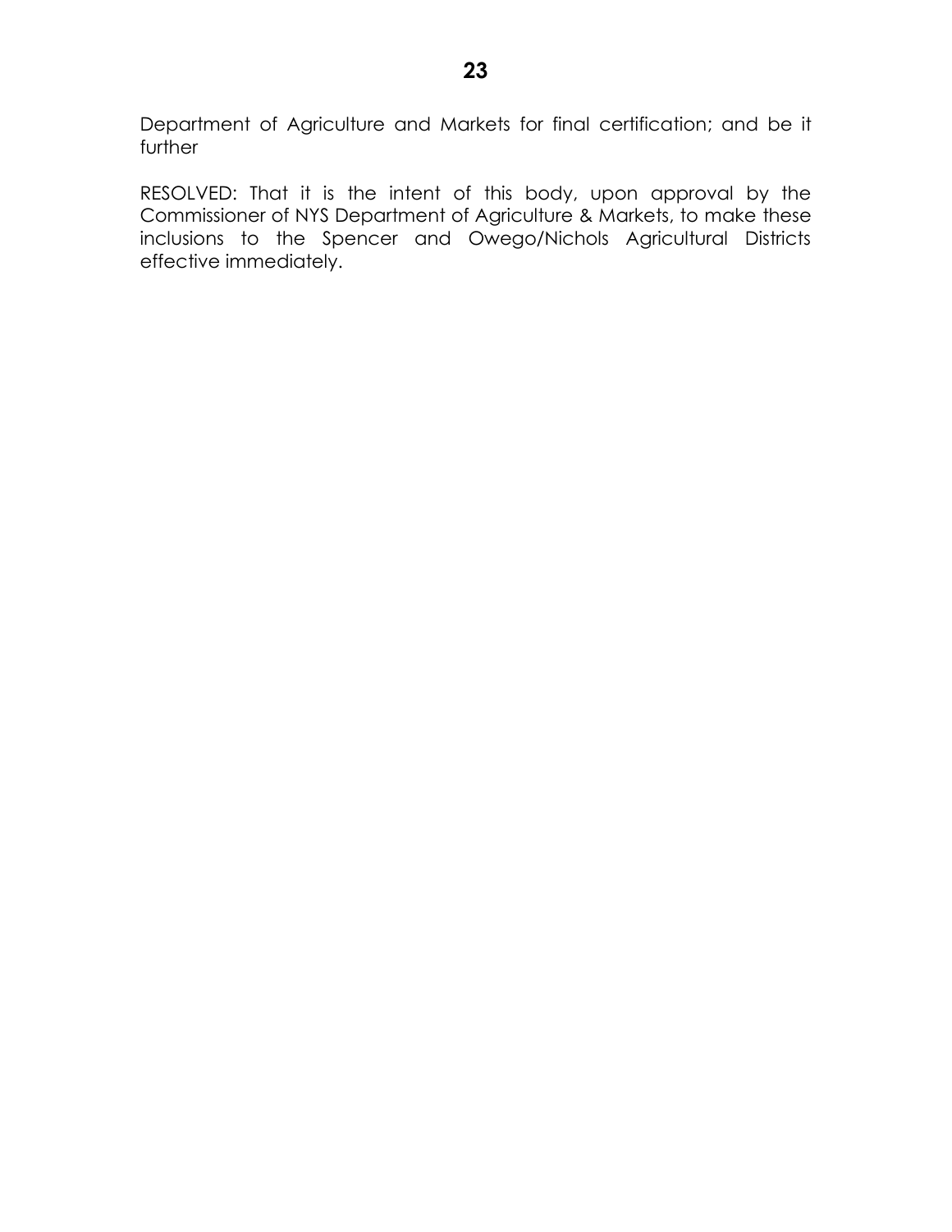Department of Agriculture and Markets for final certification; and be it further

RESOLVED: That it is the intent of this body, upon approval by the Commissioner of NYS Department of Agriculture & Markets, to make these inclusions to the Spencer and Owego/Nichols Agricultural Districts effective immediately.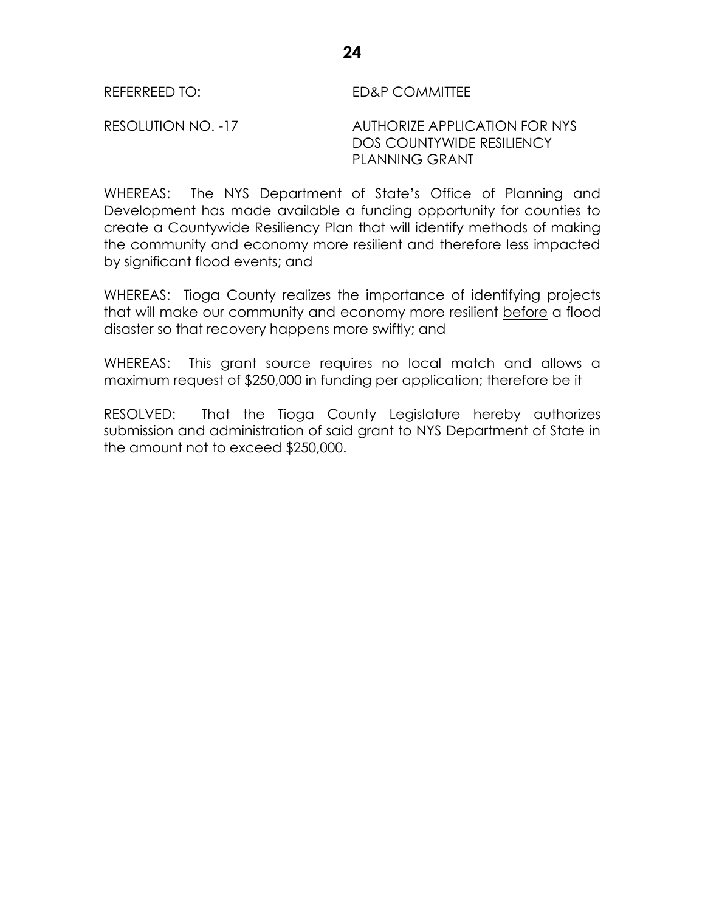REFERREED TO: ED&P COMMITTEE

RESOLUTION NO. -17 AUTHORIZE APPLICATION FOR NYS DOS COUNTYWIDE RESILIENCY PLANNING GRANT

WHEREAS: The NYS Department of State's Office of Planning and Development has made available a funding opportunity for counties to create a Countywide Resiliency Plan that will identify methods of making the community and economy more resilient and therefore less impacted by significant flood events; and

WHEREAS: Tioga County realizes the importance of identifying projects that will make our community and economy more resilient <u>before</u> a flood disaster so that recovery happens more swiftly; and

WHEREAS: This grant source requires no local match and allows a maximum request of $250,000 in funding per application; therefore be it

RESOLVED: That the Tioga County Legislature hereby authorizes submission and administration of said grant to NYS Department of State in the amount not to exceed $250,000.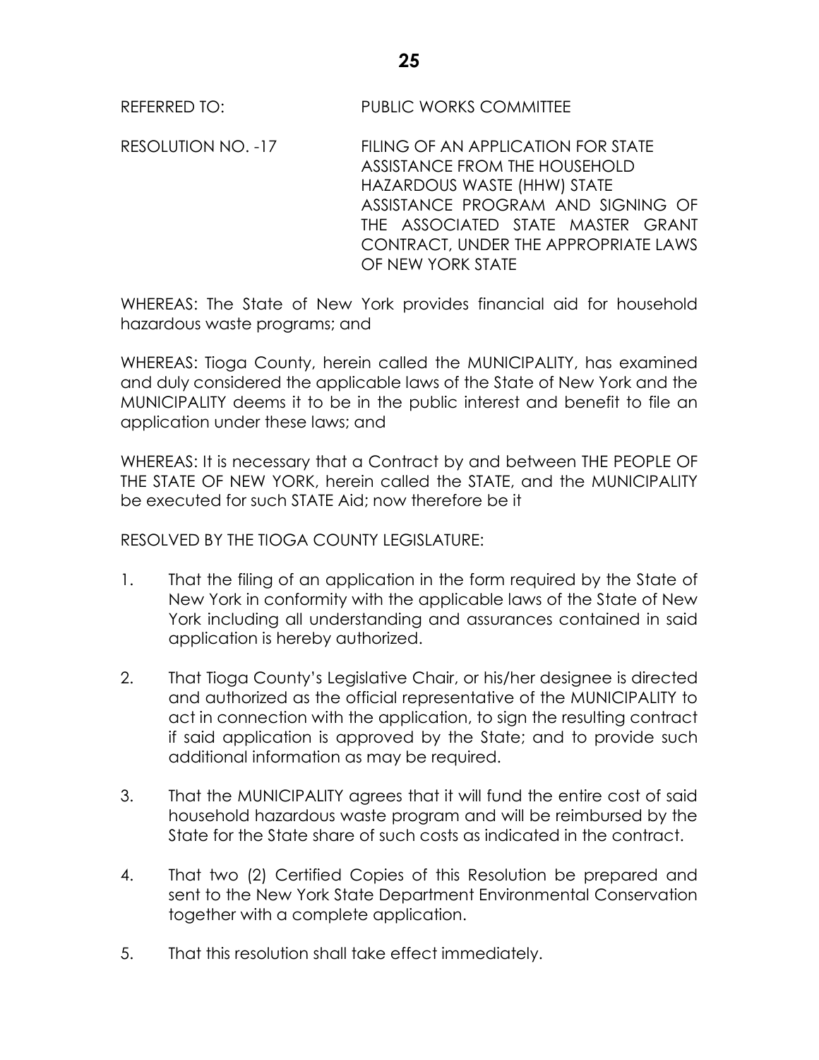REFERRED TO: PUBLIC WORKS COMMITTEE

RESOLUTION NO. -17 FILING OF AN APPLICATION FOR STATE ASSISTANCE FROM THE HOUSEHOLD HAZARDOUS WASTE (HHW) STATE ASSISTANCE PROGRAM AND SIGNING OF THE ASSOCIATED STATE MASTER GRANT CONTRACT, UNDER THE APPROPRIATE LAWS OF NEW YORK STATE

WHEREAS: The State of New York provides financial aid for household hazardous waste programs; and

WHEREAS: Tioga County, herein called the MUNICIPALITY, has examined and duly considered the applicable laws of the State of New York and the MUNICIPALITY deems it to be in the public interest and benefit to file an application under these laws; and

WHEREAS: It is necessary that a Contract by and between THE PEOPLE OF THE STATE OF NEW YORK, herein called the STATE, and the MUNICIPALITY be executed for such STATE Aid; now therefore be it

RESOLVED BY THE TIOGA COUNTY LEGISLATURE:

1. That the filing of an application in the form required by the State of New York in conformity with the applicable laws of the State of New York including all understanding and assurances contained in said application is hereby authorized.

2. That Tioga County's Legislative Chair, or his/her designee is directed and authorized as the official representative of the MUNICIPALITY to act in connection with the application, to sign the resulting contract if said application is approved by the State; and to provide such additional information as may be required.

3. That the MUNICIPALITY agrees that it will fund the entire cost of said household hazardous waste program and will be reimbursed by the State for the State share of such costs as indicated in the contract.

4. That two (2) Certified Copies of this Resolution be prepared and sent to the New York State Department Environmental Conservation together with a complete application.

5. That this resolution shall take effect immediately.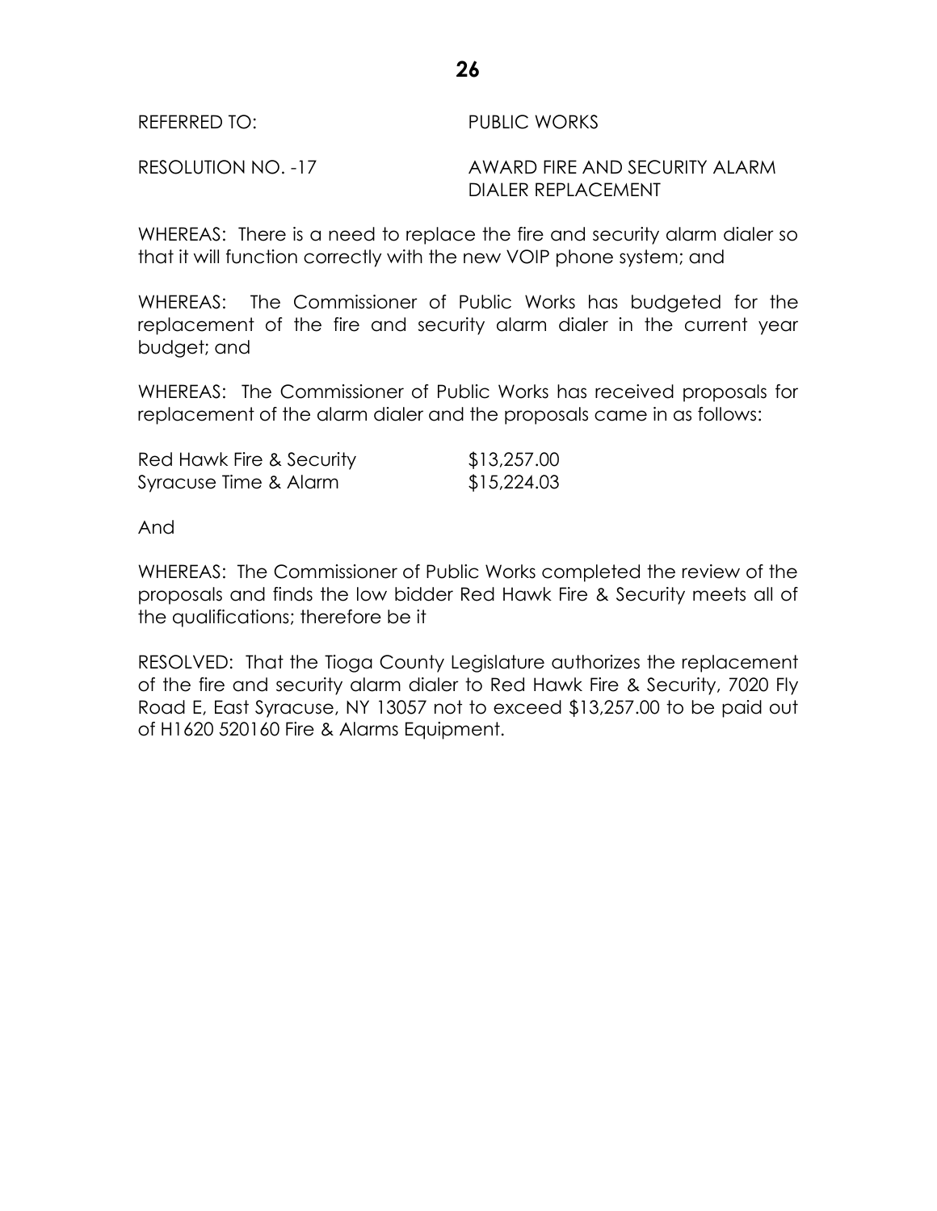REFERRED TO: PUBLIC WORKS

RESOLUTION NO. -17 AWARD FIRE AND SECURITY ALARM DIALER REPLACEMENT

WHEREAS: There is a need to replace the fire and security alarm dialer so that it will function correctly with the new VOIP phone system; and

WHEREAS: The Commissioner of Public Works has budgeted for the replacement of the fire and security alarm dialer in the current year budget; and

WHEREAS: The Commissioner of Public Works has received proposals for replacement of the alarm dialer and the proposals came in as follows:

| | |
|---|---|
| Red Hawk Fire & Security | $13,257.00 |
| Syracuse Time & Alarm | $15,224.03 |

And

WHEREAS: The Commissioner of Public Works completed the review of the proposals and finds the low bidder Red Hawk Fire & Security meets all of the qualifications; therefore be it

RESOLVED: That the Tioga County Legislature authorizes the replacement of the fire and security alarm dialer to Red Hawk Fire & Security, 7020 Fly Road E, East Syracuse, NY 13057 not to exceed $13,257.00 to be paid out of H1620 520160 Fire & Alarms Equipment.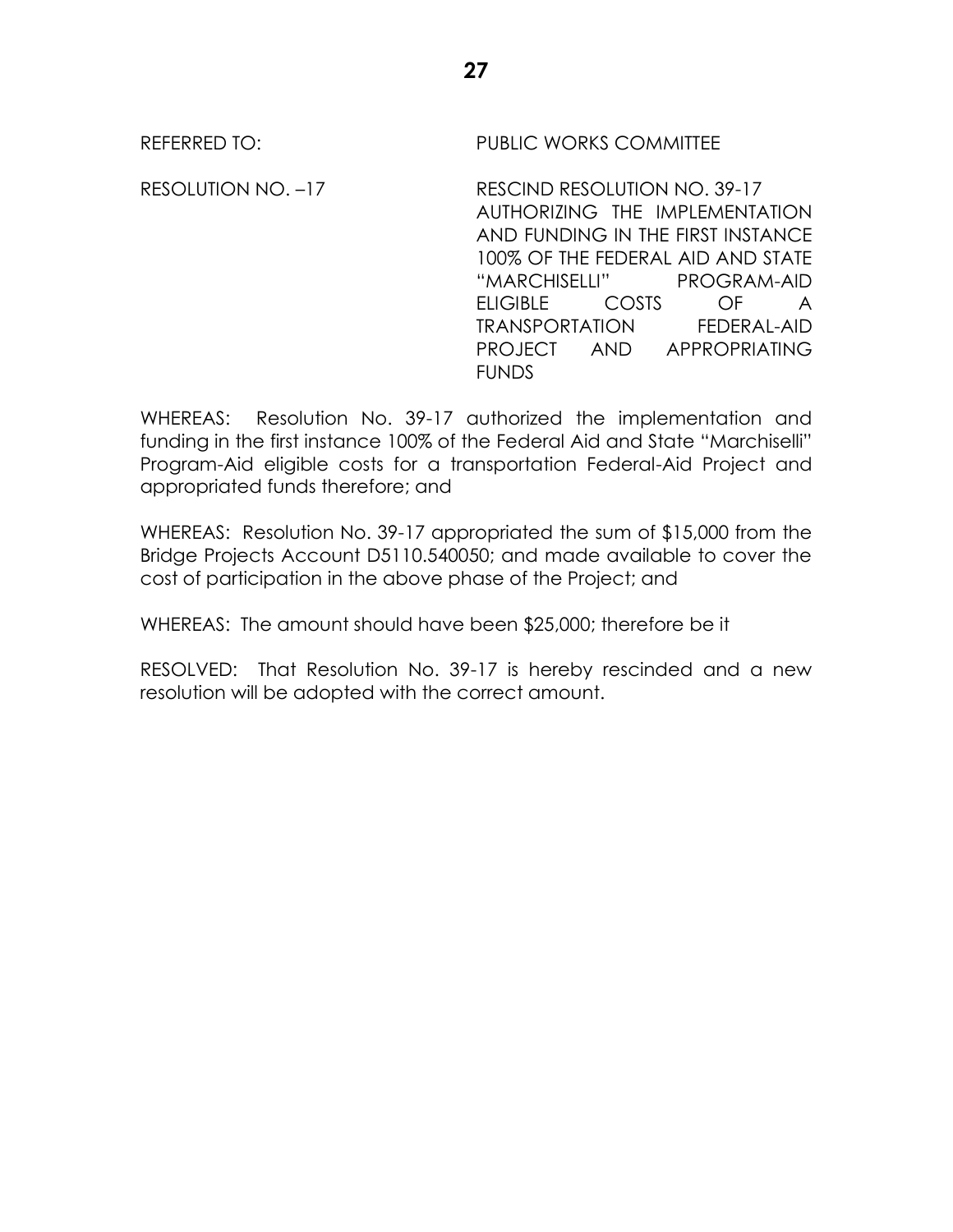REFERRED TO: PUBLIC WORKS COMMITTEE

RESOLUTION NO. –17

RESCIND RESOLUTION NO. 39-17 AUTHORIZING THE IMPLEMENTATION AND FUNDING IN THE FIRST INSTANCE 100% OF THE FEDERAL AID AND STATE "MARCHISELLI" PROGRAM-AID ELIGIBLE COSTS OF A TRANSPORTATION FEDERAL-AID PROJECT AND APPROPRIATING FUNDS

WHEREAS: Resolution No. 39-17 authorized the implementation and funding in the first instance 100% of the Federal Aid and State "Marchiselli" Program-Aid eligible costs for a transportation Federal-Aid Project and appropriated funds therefore; and

WHEREAS: Resolution No. 39-17 appropriated the sum of $15,000 from the Bridge Projects Account D5110.540050; and made available to cover the cost of participation in the above phase of the Project; and

WHEREAS: The amount should have been $25,000; therefore be it

RESOLVED: That Resolution No. 39-17 is hereby rescinded and a new resolution will be adopted with the correct amount.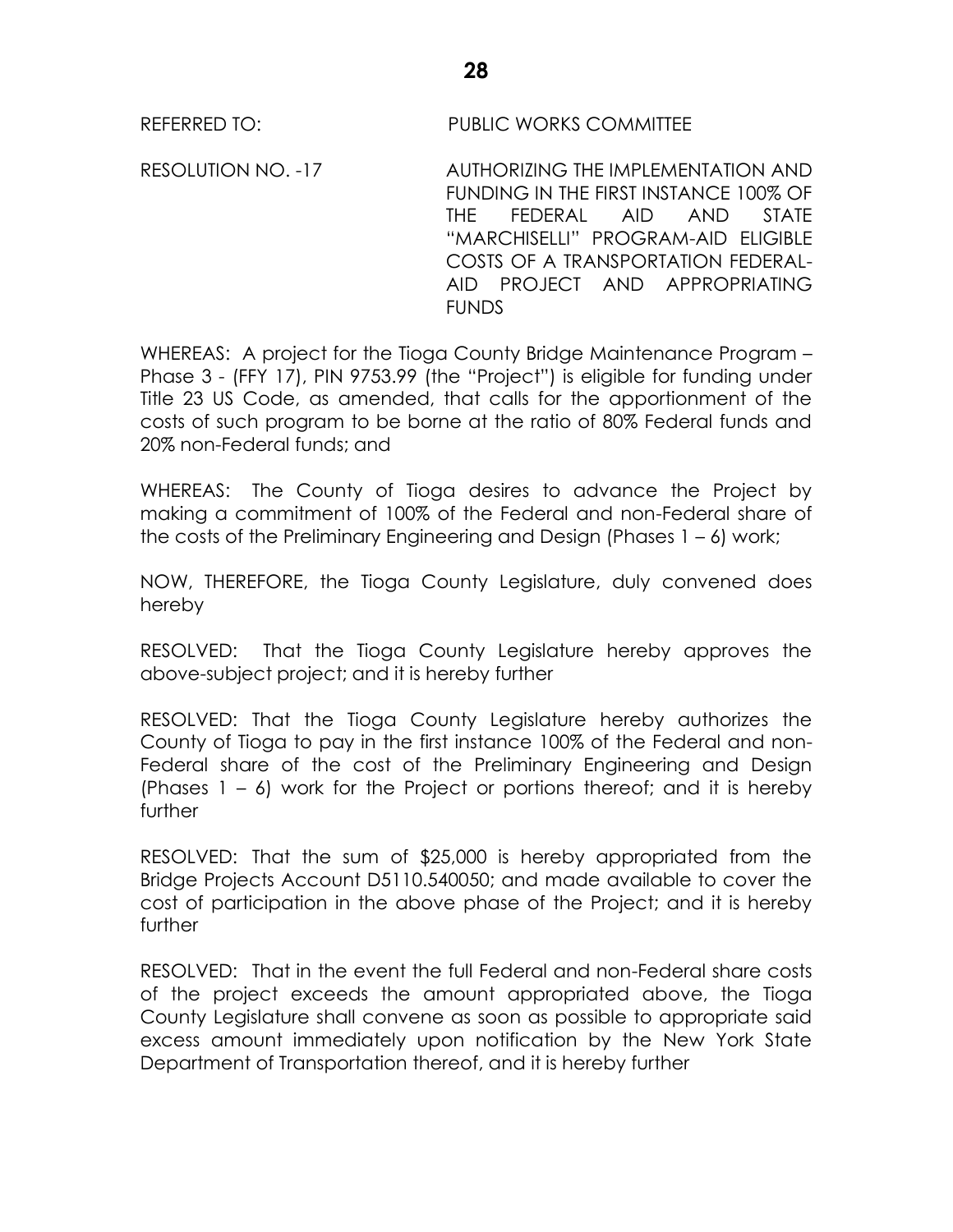REFERRED TO: PUBLIC WORKS COMMITTEE

RESOLUTION NO. -17 AUTHORIZING THE IMPLEMENTATION AND FUNDING IN THE FIRST INSTANCE 100% OF THE FEDERAL AID AND STATE "MARCHISELLI" PROGRAM-AID ELIGIBLE COSTS OF A TRANSPORTATION FEDERAL-AID PROJECT AND APPROPRIATING FUNDS

WHEREAS: A project for the Tioga County Bridge Maintenance Program – Phase 3 - (FFY 17), PIN 9753.99 (the "Project") is eligible for funding under Title 23 US Code, as amended, that calls for the apportionment of the costs of such program to be borne at the ratio of 80% Federal funds and 20% non-Federal funds; and

WHEREAS: The County of Tioga desires to advance the Project by making a commitment of 100% of the Federal and non-Federal share of the costs of the Preliminary Engineering and Design (Phases 1 – 6) work;

NOW, THEREFORE, the Tioga County Legislature, duly convened does hereby

RESOLVED: That the Tioga County Legislature hereby approves the above-subject project; and it is hereby further

RESOLVED: That the Tioga County Legislature hereby authorizes the County of Tioga to pay in the first instance 100% of the Federal and non-Federal share of the cost of the Preliminary Engineering and Design (Phases 1 – 6) work for the Project or portions thereof; and it is hereby further

RESOLVED: That the sum of $25,000 is hereby appropriated from the Bridge Projects Account D5110.540050; and made available to cover the cost of participation in the above phase of the Project; and it is hereby further

RESOLVED: That in the event the full Federal and non-Federal share costs of the project exceeds the amount appropriated above, the Tioga County Legislature shall convene as soon as possible to appropriate said excess amount immediately upon notification by the New York State Department of Transportation thereof, and it is hereby further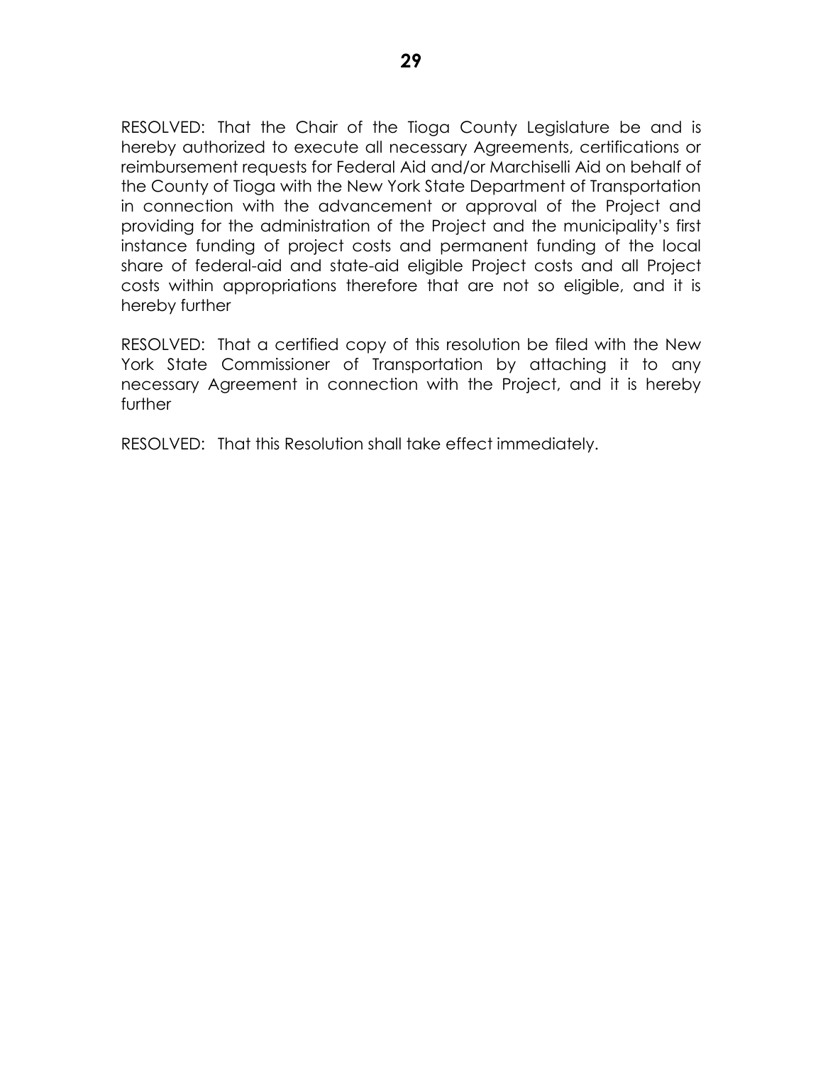RESOLVED: That the Chair of the Tioga County Legislature be and is hereby authorized to execute all necessary Agreements, certifications or reimbursement requests for Federal Aid and/or Marchiselli Aid on behalf of the County of Tioga with the New York State Department of Transportation in connection with the advancement or approval of the Project and providing for the administration of the Project and the municipality's first instance funding of project costs and permanent funding of the local share of federal-aid and state-aid eligible Project costs and all Project costs within appropriations therefore that are not so eligible, and it is hereby further

RESOLVED: That a certified copy of this resolution be filed with the New York State Commissioner of Transportation by attaching it to any necessary Agreement in connection with the Project, and it is hereby further

RESOLVED: That this Resolution shall take effect immediately.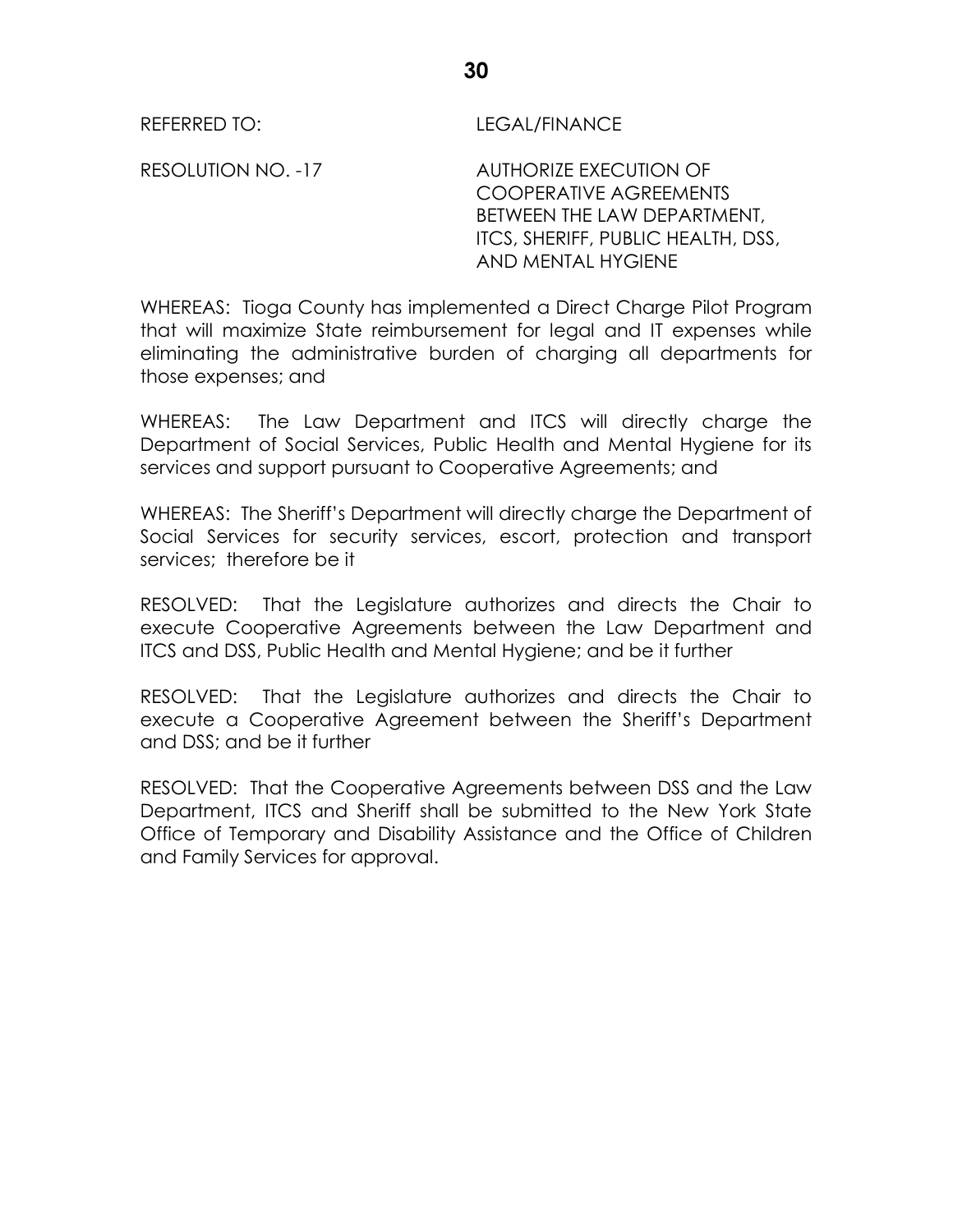REFERRED TO: LEGAL/FINANCE

RESOLUTION NO. -17 AUTHORIZE EXECUTION OF COOPERATIVE AGREEMENTS BETWEEN THE LAW DEPARTMENT, ITCS, SHERIFF, PUBLIC HEALTH, DSS, AND MENTAL HYGIENE

WHEREAS: Tioga County has implemented a Direct Charge Pilot Program that will maximize State reimbursement for legal and IT expenses while eliminating the administrative burden of charging all departments for those expenses; and

WHEREAS: The Law Department and ITCS will directly charge the Department of Social Services, Public Health and Mental Hygiene for its services and support pursuant to Cooperative Agreements; and

WHEREAS: The Sheriff's Department will directly charge the Department of Social Services for security services, escort, protection and transport services; therefore be it

RESOLVED: That the Legislature authorizes and directs the Chair to execute Cooperative Agreements between the Law Department and ITCS and DSS, Public Health and Mental Hygiene; and be it further

RESOLVED: That the Legislature authorizes and directs the Chair to execute a Cooperative Agreement between the Sheriff's Department and DSS; and be it further

RESOLVED: That the Cooperative Agreements between DSS and the Law Department, ITCS and Sheriff shall be submitted to the New York State Office of Temporary and Disability Assistance and the Office of Children and Family Services for approval.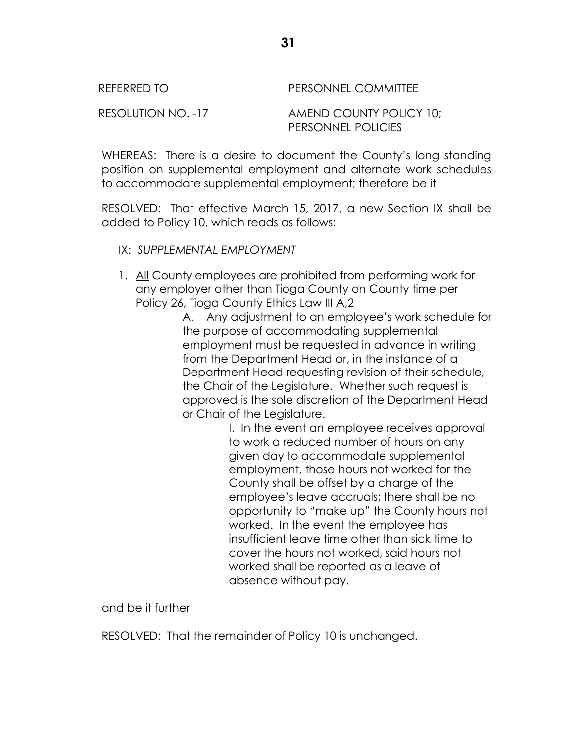REFERRED TO PERSONNEL COMMITTEE

RESOLUTION NO. -17 AMEND COUNTY POLICY 10; PERSONNEL POLICIES

WHEREAS: There is a desire to document the County's long standing position on supplemental employment and alternate work schedules to accommodate supplemental employment; therefore be it

RESOLVED: That effective March 15, 2017, a new Section IX shall be added to Policy 10, which reads as follows:

IX: *SUPPLEMENTAL EMPLOYMENT*

1. <u>All</u> County employees are prohibited from performing work for any employer other than Tioga County on County time per Policy 26, Tioga County Ethics Law III A,2

   A. Any adjustment to an employee's work schedule for the purpose of accommodating supplemental employment must be requested in advance in writing from the Department Head or, in the instance of a Department Head requesting revision of their schedule, the Chair of the Legislature. Whether such request is approved is the sole discretion of the Department Head or Chair of the Legislature.

      I. In the event an employee receives approval to work a reduced number of hours on any given day to accommodate supplemental employment, those hours not worked for the County shall be offset by a charge of the employee's leave accruals; there shall be no opportunity to "make up" the County hours not worked. In the event the employee has insufficient leave time other than sick time to cover the hours not worked, said hours not worked shall be reported as a leave of absence without pay.

and be it further

RESOLVED: That the remainder of Policy 10 is unchanged.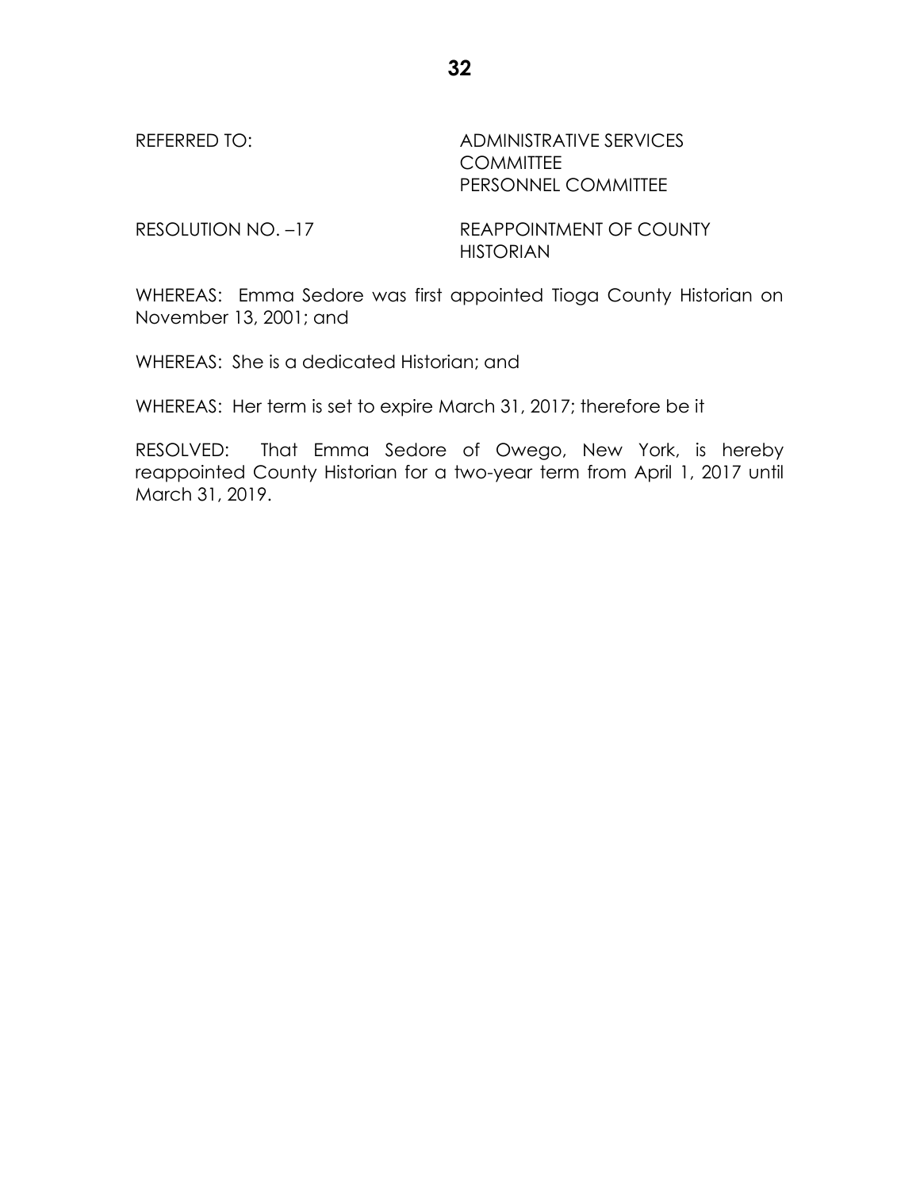REFERRED TO: ADMINISTRATIVE SERVICES COMMITTEE
PERSONNEL COMMITTEE

RESOLUTION NO. –17 REAPPOINTMENT OF COUNTY HISTORIAN

WHEREAS: Emma Sedore was first appointed Tioga County Historian on November 13, 2001; and

WHEREAS: She is a dedicated Historian; and

WHEREAS: Her term is set to expire March 31, 2017; therefore be it

RESOLVED: That Emma Sedore of Owego, New York, is hereby reappointed County Historian for a two-year term from April 1, 2017 until March 31, 2019.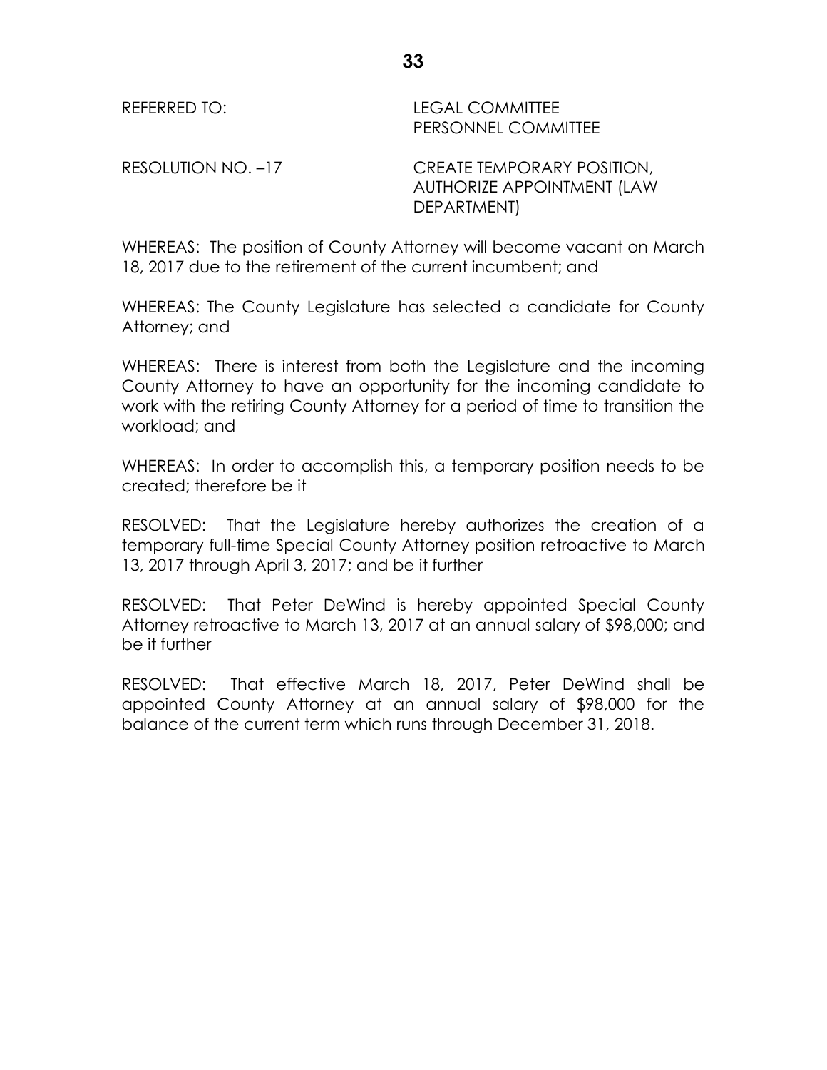REFERRED TO: LEGAL COMMITTEE
PERSONNEL COMMITTEE

RESOLUTION NO. –17 CREATE TEMPORARY POSITION, AUTHORIZE APPOINTMENT (LAW DEPARTMENT)

WHEREAS: The position of County Attorney will become vacant on March 18, 2017 due to the retirement of the current incumbent; and

WHEREAS: The County Legislature has selected a candidate for County Attorney; and

WHEREAS: There is interest from both the Legislature and the incoming County Attorney to have an opportunity for the incoming candidate to work with the retiring County Attorney for a period of time to transition the workload; and

WHEREAS: In order to accomplish this, a temporary position needs to be created; therefore be it

RESOLVED: That the Legislature hereby authorizes the creation of a temporary full-time Special County Attorney position retroactive to March 13, 2017 through April 3, 2017; and be it further

RESOLVED: That Peter DeWind is hereby appointed Special County Attorney retroactive to March 13, 2017 at an annual salary of $98,000; and be it further

RESOLVED: That effective March 18, 2017, Peter DeWind shall be appointed County Attorney at an annual salary of $98,000 for the balance of the current term which runs through December 31, 2018.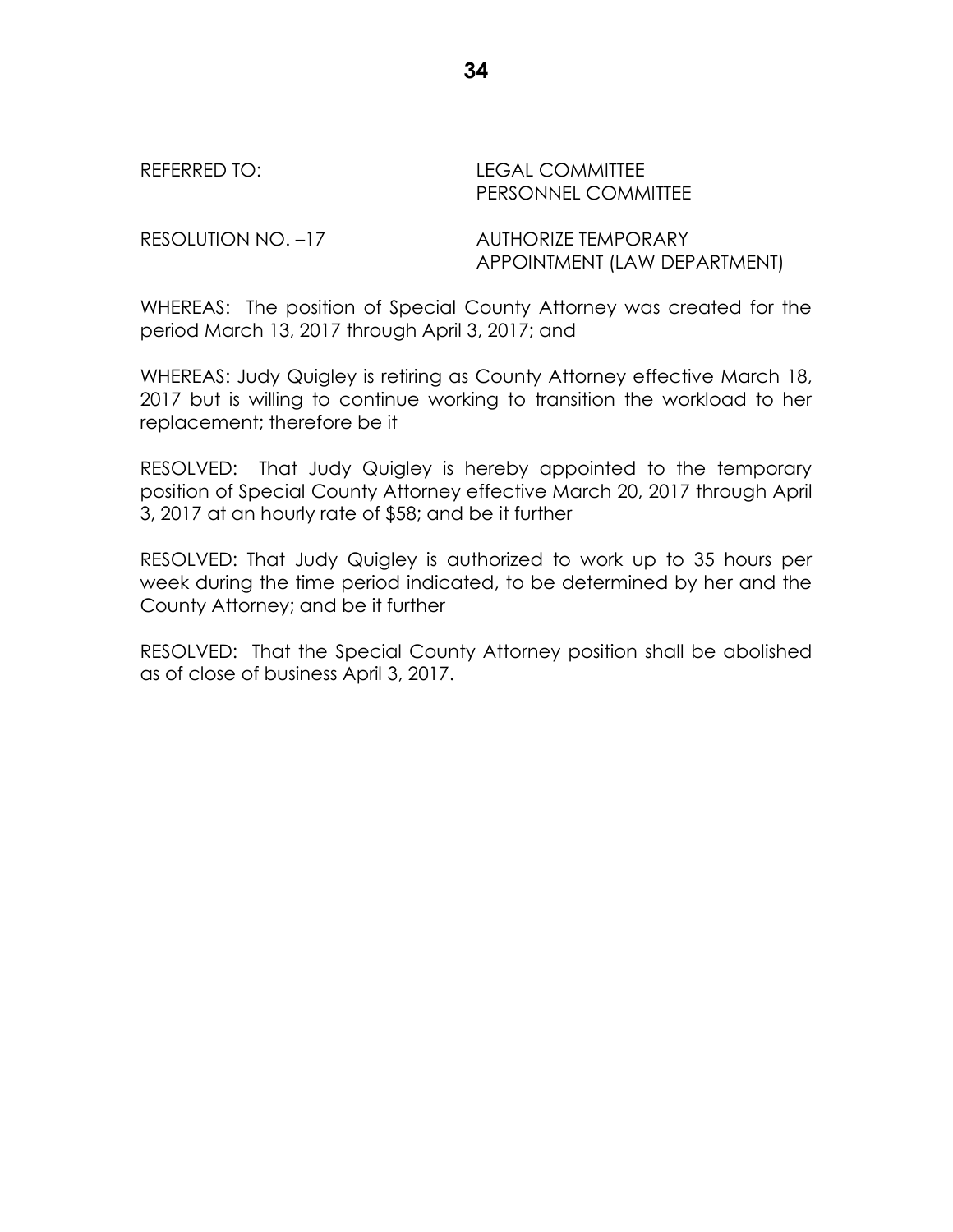REFERRED TO: LEGAL COMMITTEE
PERSONNEL COMMITTEE

RESOLUTION NO. –17 AUTHORIZE TEMPORARY APPOINTMENT (LAW DEPARTMENT)

WHEREAS: The position of Special County Attorney was created for the period March 13, 2017 through April 3, 2017; and

WHEREAS: Judy Quigley is retiring as County Attorney effective March 18, 2017 but is willing to continue working to transition the workload to her replacement; therefore be it

RESOLVED: That Judy Quigley is hereby appointed to the temporary position of Special County Attorney effective March 20, 2017 through April 3, 2017 at an hourly rate of $58; and be it further

RESOLVED: That Judy Quigley is authorized to work up to 35 hours per week during the time period indicated, to be determined by her and the County Attorney; and be it further

RESOLVED: That the Special County Attorney position shall be abolished as of close of business April 3, 2017.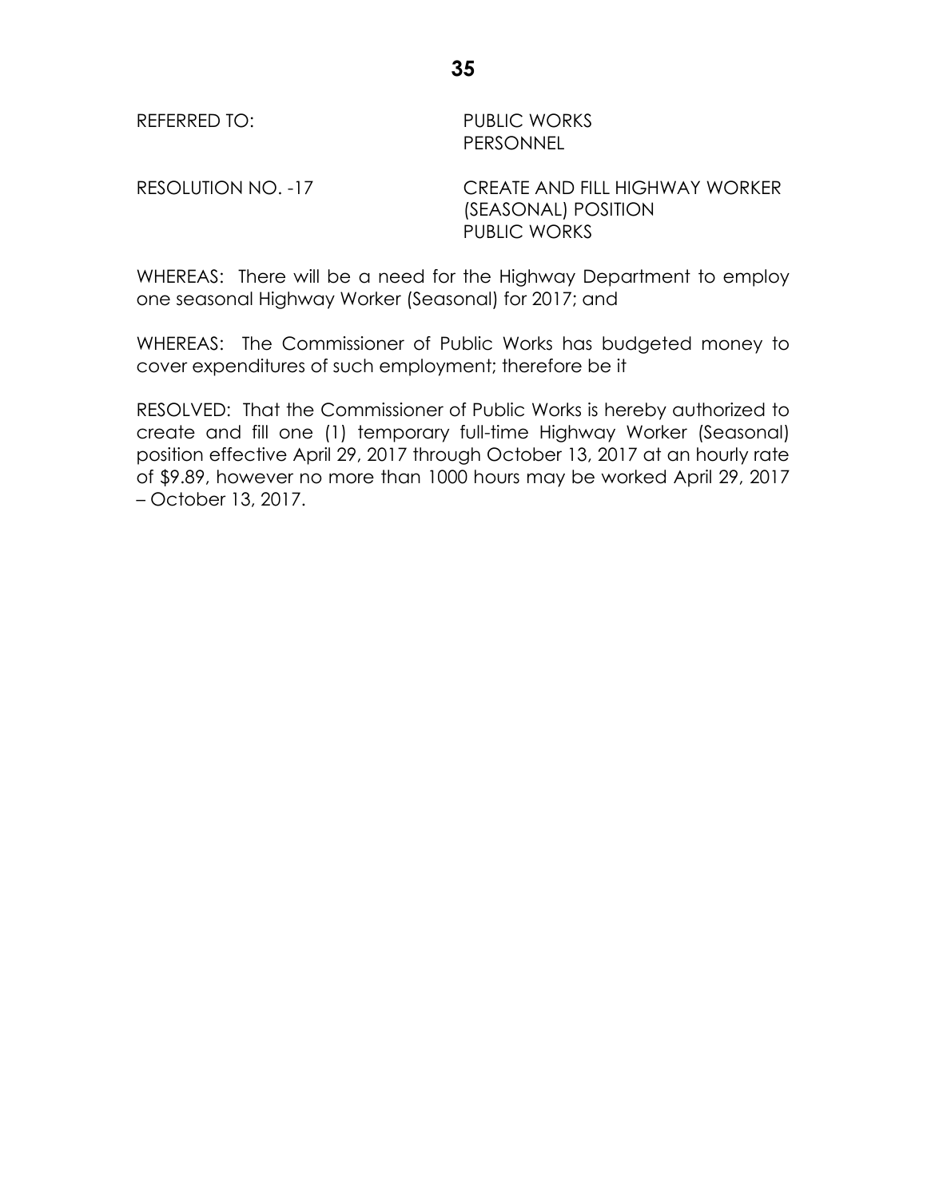REFERRED TO: PUBLIC WORKS
PERSONNEL

RESOLUTION NO. -17 CREATE AND FILL HIGHWAY WORKER (SEASONAL) POSITION PUBLIC WORKS

WHEREAS: There will be a need for the Highway Department to employ one seasonal Highway Worker (Seasonal) for 2017; and

WHEREAS: The Commissioner of Public Works has budgeted money to cover expenditures of such employment; therefore be it

RESOLVED: That the Commissioner of Public Works is hereby authorized to create and fill one (1) temporary full-time Highway Worker (Seasonal) position effective April 29, 2017 through October 13, 2017 at an hourly rate of $9.89, however no more than 1000 hours may be worked April 29, 2017 – October 13, 2017.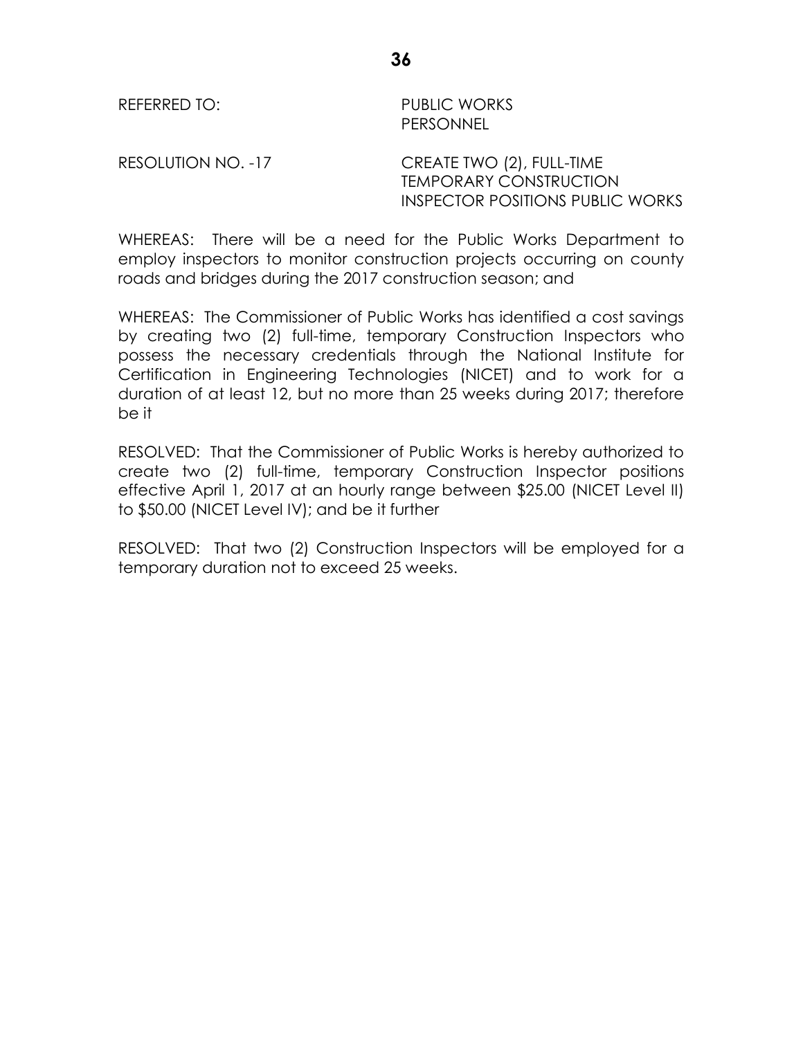REFERRED TO: PUBLIC WORKS
PERSONNEL

RESOLUTION NO. -17 CREATE TWO (2), FULL-TIME TEMPORARY CONSTRUCTION INSPECTOR POSITIONS PUBLIC WORKS

WHEREAS: There will be a need for the Public Works Department to employ inspectors to monitor construction projects occurring on county roads and bridges during the 2017 construction season; and

WHEREAS: The Commissioner of Public Works has identified a cost savings by creating two (2) full-time, temporary Construction Inspectors who possess the necessary credentials through the National Institute for Certification in Engineering Technologies (NICET) and to work for a duration of at least 12, but no more than 25 weeks during 2017; therefore be it

RESOLVED: That the Commissioner of Public Works is hereby authorized to create two (2) full-time, temporary Construction Inspector positions effective April 1, 2017 at an hourly range between $25.00 (NICET Level II) to $50.00 (NICET Level IV); and be it further

RESOLVED: That two (2) Construction Inspectors will be employed for a temporary duration not to exceed 25 weeks.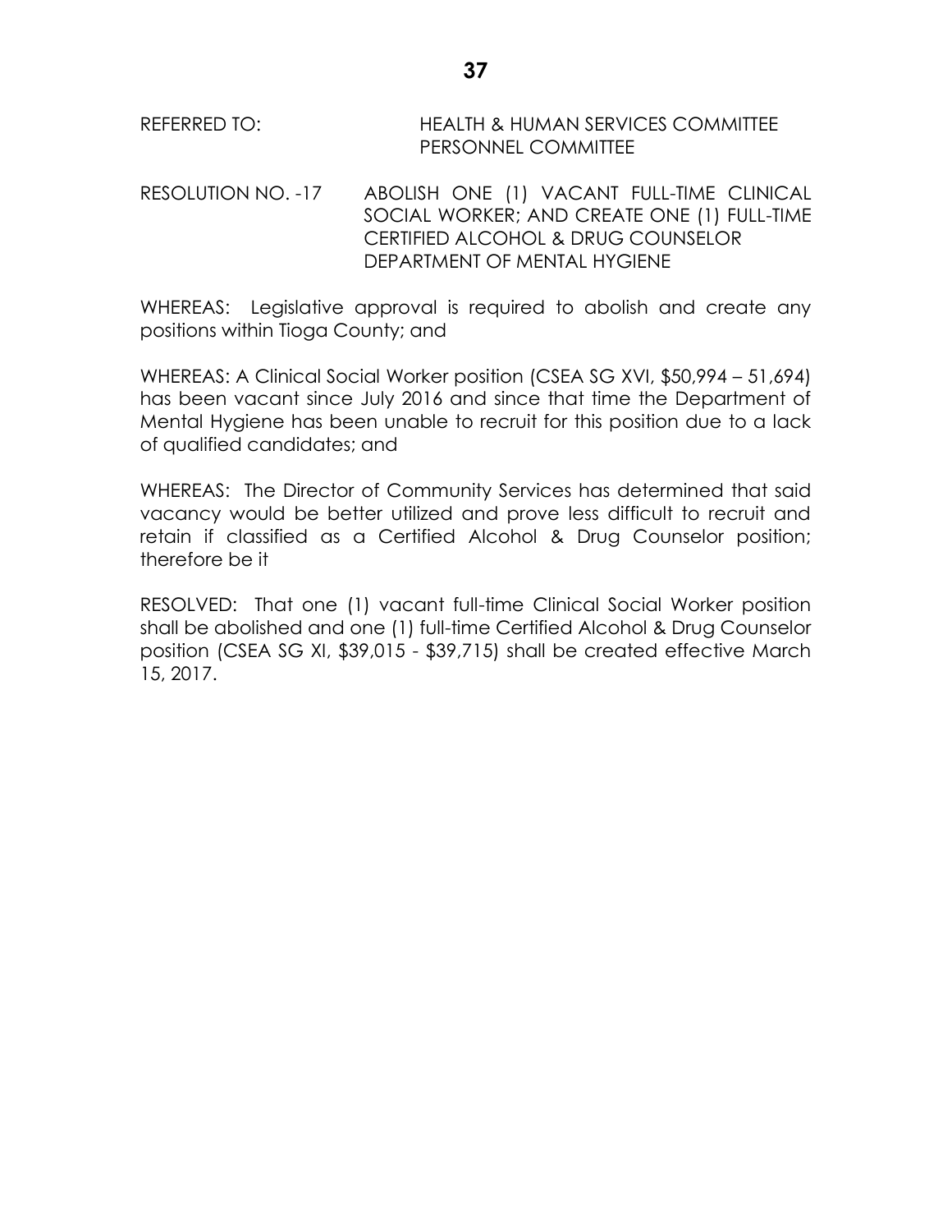REFERRED TO: HEALTH & HUMAN SERVICES COMMITTEE
PERSONNEL COMMITTEE

RESOLUTION NO. -17 ABOLISH ONE (1) VACANT FULL-TIME CLINICAL SOCIAL WORKER; AND CREATE ONE (1) FULL-TIME CERTIFIED ALCOHOL & DRUG COUNSELOR DEPARTMENT OF MENTAL HYGIENE

WHEREAS: Legislative approval is required to abolish and create any positions within Tioga County; and

WHEREAS: A Clinical Social Worker position (CSEA SG XVI, $50,994 – 51,694) has been vacant since July 2016 and since that time the Department of Mental Hygiene has been unable to recruit for this position due to a lack of qualified candidates; and

WHEREAS: The Director of Community Services has determined that said vacancy would be better utilized and prove less difficult to recruit and retain if classified as a Certified Alcohol & Drug Counselor position; therefore be it

RESOLVED: That one (1) vacant full-time Clinical Social Worker position shall be abolished and one (1) full-time Certified Alcohol & Drug Counselor position (CSEA SG XI, $39,015 - $39,715) shall be created effective March 15, 2017.